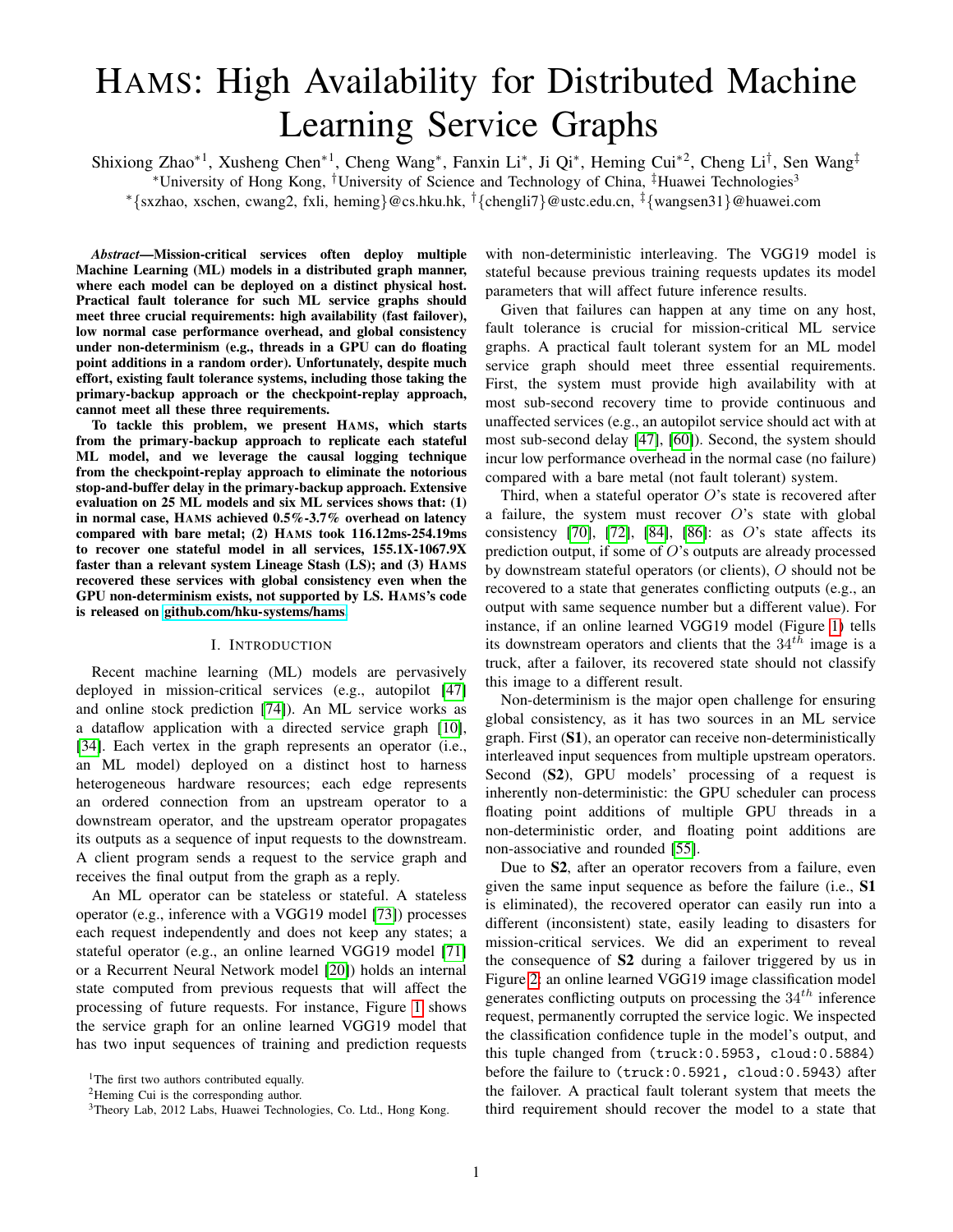# HAMS: High Availability for Distributed Machine Learning Service Graphs

Shixiong Zhao*[1], Xusheng Chen*[1], Cheng Wang*, Fanxin Li*, Ji Qi*, Heming Cui*[2], Cheng Li†, Sen Wang‡

*University of Hong Kong, †University of Science and Technology of China, ‡Huawei Technologies[3]

*{sxzhao, xschen, cwang2, fxli, heming}@cs.hku.hk, †{chengli7}@ustc.edu.cn, ‡{wangsen31}@huawei.com

***Abstract*—Mission-critical services often deploy multiple Machine Learning (ML) models in a distributed graph manner, where each model can be deployed on a distinct physical host. Practical fault tolerance for such ML service graphs should meet three crucial requirements: high availability (fast failover), low normal case performance overhead, and global consistency under non-determinism (e.g., threads in a GPU can do floating point additions in a random order). Unfortunately, despite much effort, existing fault tolerance systems, including those taking the primary-backup approach or the checkpoint-replay approach, cannot meet all these three requirements.**

**To tackle this problem, we present HAMS, which starts from the primary-backup approach to replicate each stateful ML model, and we leverage the causal logging technique from the checkpoint-replay approach to eliminate the notorious stop-and-buffer delay in the primary-backup approach. Extensive evaluation on 25 ML models and six ML services shows that: (1) in normal case, HAMS achieved 0.5%-3.7% overhead on latency compared with bare metal; (2) HAMS took 116.12ms-254.19ms to recover one stateful model in all services, 155.1X-1067.9X faster than a relevant system Lineage Stash (LS); and (3) HAMS recovered these services with global consistency even when the GPU non-determinism exists, not supported by LS. HAMS's code is released on github.com/hku-systems/hams.**

## I. Introduction

Recent machine learning (ML) models are pervasively deployed in mission-critical services (e.g., autopilot [47] and online stock prediction [74]). An ML service works as a dataflow application with a directed service graph [10], [34]. Each vertex in the graph represents an operator (i.e., an ML model) deployed on a distinct host to harness heterogeneous hardware resources; each edge represents an ordered connection from an upstream operator to a downstream operator, and the upstream operator propagates its outputs as a sequence of input requests to the downstream. A client program sends a request to the service graph and receives the final output from the graph as a reply.

An ML operator can be stateless or stateful. A stateless operator (e.g., inference with a VGG19 model [73]) processes each request independently and does not keep any states; a stateful operator (e.g., an online learned VGG19 model [71] or a Recurrent Neural Network model [20]) holds an internal state computed from previous requests that will affect the processing of future requests. For instance, Figure 1 shows the service graph for an online learned VGG19 model that has two input sequences of training and prediction requests with non-deterministic interleaving. The VGG19 model is stateful because previous training requests updates its model parameters that will affect future inference results.

Given that failures can happen at any time on any host, fault tolerance is crucial for mission-critical ML service graphs. A practical fault tolerant system for an ML model service graph should meet three essential requirements. First, the system must provide high availability with at most sub-second recovery time to provide continuous and unaffected services (e.g., an autopilot service should act with at most sub-second delay [47], [60]). Second, the system should incur low performance overhead in the normal case (no failure) compared with a bare metal (not fault tolerant) system.

Third, when a stateful operator $O$'s state is recovered after a failure, the system must recover $O$'s state with global consistency [70], [72], [84], [86]: as $O$'s state affects its prediction output, if some of $O$'s outputs are already processed by downstream stateful operators (or clients), $O$ should not be recovered to a state that generates conflicting outputs (e.g., an output with same sequence number but a different value). For instance, if an online learned VGG19 model (Figure 1) tells its downstream operators and clients that the $34^{th}$ image is a truck, after a failover, its recovered state should not classify this image to a different result.

Non-determinism is the major open challenge for ensuring global consistency, as it has two sources in an ML service graph. First (**S1**), an operator can receive non-deterministically interleaved input sequences from multiple upstream operators. Second (**S2**), GPU models' processing of a request is inherently non-deterministic: the GPU scheduler can process floating point additions of multiple GPU threads in a non-deterministic order, and floating point additions are non-associative and rounded [55].

Due to **S2**, after an operator recovers from a failure, even given the same input sequence as before the failure (i.e., **S1** is eliminated), the recovered operator can easily run into a different (inconsistent) state, easily leading to disasters for mission-critical services. We did an experiment to reveal the consequence of **S2** during a failover triggered by us in Figure 2: an online learned VGG19 image classification model generates conflicting outputs on processing the $34^{th}$ inference request, permanently corrupted the service logic. We inspected the classification confidence tuple in the model's output, and this tuple changed from `(truck:0.5953, cloud:0.5884)` before the failure to `(truck:0.5921, cloud:0.5943)` after the failover. A practical fault tolerant system that meets the third requirement should recover the model to a state that

[1]The first two authors contributed equally.

[2]Heming Cui is the corresponding author.

[3]Theory Lab, 2012 Labs, Huawei Technologies, Co. Ltd., Hong Kong.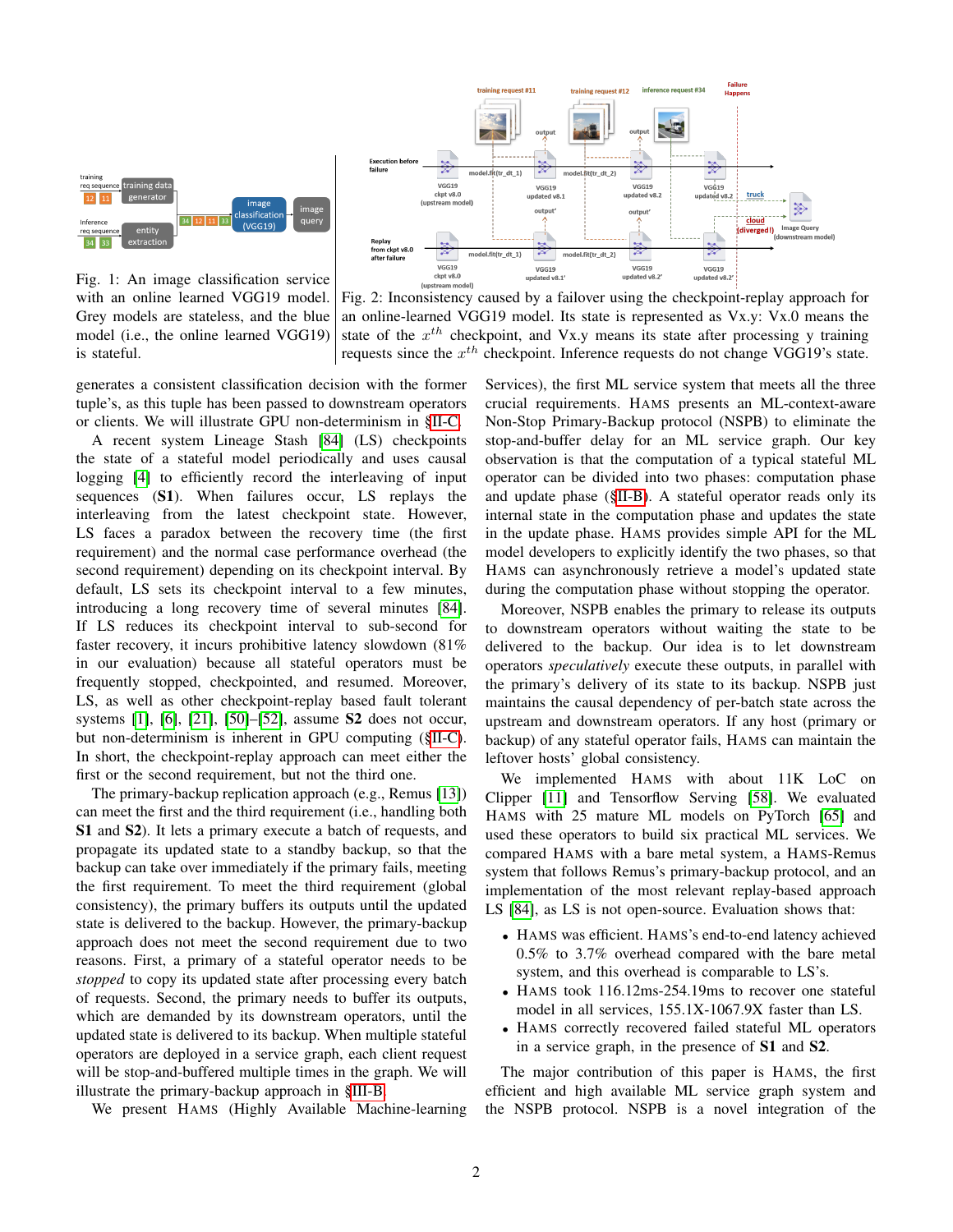training req sequence
12 11
training data generator
Inference req sequence
34 33
entity extraction
34 12 11 33
image classification (VGG19)
image query

Fig. 1: An image classification service with an online learned VGG19 model. Grey models are stateless, and the blue model (i.e., the online learned VGG19) is stateful.

training request #11
training request #12
inference request #34
Failure Happens
Execution before failure
output
output
model.fit(tr_dt_1)
model.fit(tr_dt_2)
VGG19 ckpt v8.0 (upstream model)
VGG19 updated v8.1
VGG19 updated v8.2
VGG19 updated v8.2
truck
cloud (diverged!)
Image Query (downstream model)
output'
output'
Replay from ckpt v8.0 after failure
model.fit(tr_dt_1)
model.fit(tr_dt_2)
VGG19 ckpt v8.0 (upstream model)
VGG19 updated v8.1'
VGG19 updated v8.2'
VGG19 updated v8.2'

Fig. 2: Inconsistency caused by a failover using the checkpoint-replay approach for an online-learned VGG19 model. Its state is represented as Vx.y: Vx.0 means the state of the $x^{th}$ checkpoint, and Vx.y means its state after processing y training requests since the $x^{th}$ checkpoint. Inference requests do not change VGG19's state.

generates a consistent classification decision with the former tuple's, as this tuple has been passed to downstream operators or clients. We will illustrate GPU non-determinism in §II-C.

A recent system Lineage Stash [84] (LS) checkpoints the state of a stateful model periodically and uses causal logging [4] to efficiently record the interleaving of input sequences (**S1**). When failures occur, LS replays the interleaving from the latest checkpoint state. However, LS faces a paradox between the recovery time (the first requirement) and the normal case performance overhead (the second requirement) depending on its checkpoint interval. By default, LS sets its checkpoint interval to a few minutes, introducing a long recovery time of several minutes [84]. If LS reduces its checkpoint interval to sub-second for faster recovery, it incurs prohibitive latency slowdown (81% in our evaluation) because all stateful operators must be frequently stopped, checkpointed, and resumed. Moreover, LS, as well as other checkpoint-replay based fault tolerant systems [1], [6], [21], [50]–[52], assume **S2** does not occur, but non-determinism is inherent in GPU computing (§II-C). In short, the checkpoint-replay approach can meet either the first or the second requirement, but not the third one.

The primary-backup replication approach (e.g., Remus [13]) can meet the first and the third requirement (i.e., handling both **S1** and **S2**). It lets a primary execute a batch of requests, and propagate its updated state to a standby backup, so that the backup can take over immediately if the primary fails, meeting the first requirement. To meet the third requirement (global consistency), the primary buffers its outputs until the updated state is delivered to the backup. However, the primary-backup approach does not meet the second requirement due to two reasons. First, a primary of a stateful operator needs to be *stopped* to copy its updated state after processing every batch of requests. Second, the primary needs to buffer its outputs, which are demanded by its downstream operators, until the updated state is delivered to its backup. When multiple stateful operators are deployed in a service graph, each client request will be stop-and-buffered multiple times in the graph. We will illustrate the primary-backup approach in §III-B.

We present HAMS (Highly Available Machine-learning Services), the first ML service system that meets all the three crucial requirements. HAMS presents an ML-context-aware Non-Stop Primary-Backup protocol (NSPB) to eliminate the stop-and-buffer delay for an ML service graph. Our key observation is that the computation of a typical stateful ML operator can be divided into two phases: computation phase and update phase (§II-B). A stateful operator reads only its internal state in the computation phase and updates the state in the update phase. HAMS provides simple API for the ML model developers to explicitly identify the two phases, so that HAMS can asynchronously retrieve a model's updated state during the computation phase without stopping the operator.

Moreover, NSPB enables the primary to release its outputs to downstream operators without waiting the state to be delivered to the backup. Our idea is to let downstream operators *speculatively* execute these outputs, in parallel with the primary's delivery of its state to its backup. NSPB just maintains the causal dependency of per-batch state across the upstream and downstream operators. If any host (primary or backup) of any stateful operator fails, HAMS can maintain the leftover hosts' global consistency.

We implemented HAMS with about 11K LoC on Clipper [11] and Tensorflow Serving [58]. We evaluated HAMS with 25 mature ML models on PyTorch [65] and used these operators to build six practical ML services. We compared HAMS with a bare metal system, a HAMS-Remus system that follows Remus's primary-backup protocol, and an implementation of the most relevant replay-based approach LS [84], as LS is not open-source. Evaluation shows that:

- HAMS was efficient. HAMS's end-to-end latency achieved 0.5% to 3.7% overhead compared with the bare metal system, and this overhead is comparable to LS's.
- HAMS took 116.12ms-254.19ms to recover one stateful model in all services, 155.1X-1067.9X faster than LS.
- HAMS correctly recovered failed stateful ML operators in a service graph, in the presence of **S1** and **S2**.

The major contribution of this paper is HAMS, the first efficient and high available ML service graph system and the NSPB protocol. NSPB is a novel integration of the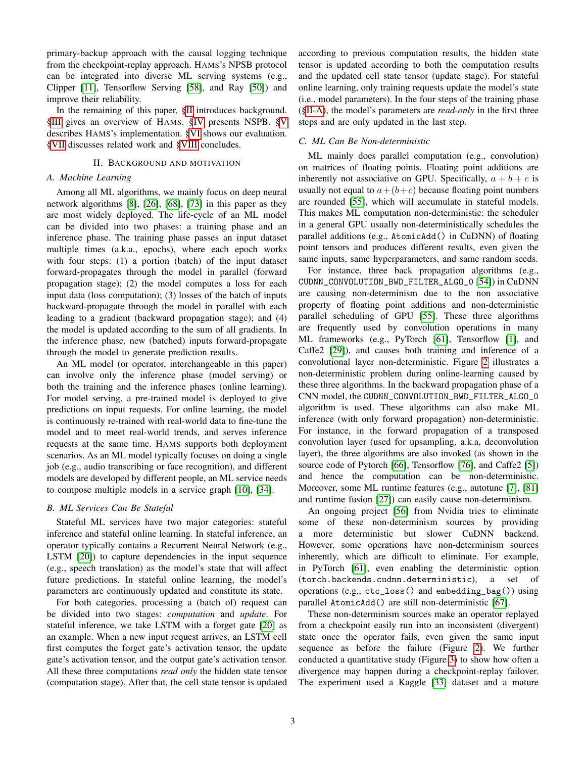primary-backup approach with the causal logging technique from the checkpoint-replay approach. HAMS's NPSB protocol can be integrated into diverse ML serving systems (e.g., Clipper [11], Tensorflow Serving [58], and Ray [50]) and improve their reliability.

In the remaining of this paper, §II introduces background. §III gives an overview of HAMS. §IV presents NSPB. §V describes HAMS's implementation. §VI shows our evaluation. §VII discusses related work and §VIII concludes.

## II. Background and Motivation

### A. Machine Learning

Among all ML algorithms, we mainly focus on deep neural network algorithms [8], [26], [68], [73] in this paper as they are most widely deployed. The life-cycle of an ML model can be divided into two phases: a training phase and an inference phase. The training phase passes an input dataset multiple times (a.k.a., epochs), where each epoch works with four steps: (1) a portion (batch) of the input dataset forward-propagates through the model in parallel (forward propagation stage); (2) the model computes a loss for each input data (loss computation); (3) losses of the batch of inputs backward-propagate through the model in parallel with each leading to a gradient (backward propagation stage); and (4) the model is updated according to the sum of all gradients. In the inference phase, new (batched) inputs forward-propagate through the model to generate prediction results.

An ML model (or operator, interchangeable in this paper) can involve only the inference phase (model serving) or both the training and the inference phases (online learning). For model serving, a pre-trained model is deployed to give predictions on input requests. For online learning, the model is continuously re-trained with real-world data to fine-tune the model and to meet real-world trends, and serves inference requests at the same time. HAMS supports both deployment scenarios. As an ML model typically focuses on doing a single job (e.g., audio transcribing or face recognition), and different models are developed by different people, an ML service needs to compose multiple models in a service graph [10], [34].

### B. ML Services Can Be Stateful

Stateful ML services have two major categories: stateful inference and stateful online learning. In stateful inference, an operator typically contains a Recurrent Neural Network (e.g., LSTM [20]) to capture dependencies in the input sequence (e.g., speech translation) as the model's state that will affect future predictions. In stateful online learning, the model's parameters are continuously updated and constitute its state.

For both categories, processing a (batch of) request can be divided into two stages: *computation* and *update*. For stateful inference, we take LSTM with a forget gate [20] as an example. When a new input request arrives, an LSTM cell first computes the forget gate's activation tensor, the update gate's activation tensor, and the output gate's activation tensor. All these three computations *read only* the hidden state tensor (computation stage). After that, the cell state tensor is updated according to previous computation results, the hidden state tensor is updated according to both the computation results and the updated cell state tensor (update stage). For stateful online learning, only training requests update the model's state (i.e., model parameters). In the four steps of the training phase (§II-A), the model's parameters are *read-only* in the first three steps and are only updated in the last step.

### C. ML Can Be Non-deterministic

ML mainly does parallel computation (e.g., convolution) on matrices of floating points. Floating point additions are inherently not associative on GPU. Specifically, $a+b+c$ is usually not equal to $a+(b+c)$ because floating point numbers are rounded [55], which will accumulate in stateful models. This makes ML computation non-deterministic: the scheduler in a general GPU usually non-deterministically schedules the parallel additions (e.g., `AtomicAdd()` in CuDNN) of floating point tensors and produces different results, even given the same inputs, same hyperparameters, and same random seeds.

For instance, three back propagation algorithms (e.g., `CUDNN_CONVOLUTION_BWD_FILTER_ALGO_0` [54]) in CuDNN are causing non-determinism due to the non associative property of floating point additions and non-deterministic parallel scheduling of GPU [55]. These three algorithms are frequently used by convolution operations in many ML frameworks (e.g., PyTorch [61], Tensorflow [1], and Caffe2 [29]), and causes both training and inference of a convolutional layer non-deterministic. Figure 2 illustrates a non-deterministic problem during online-learning caused by these three algorithms. In the backward propagation phase of a CNN model, the `CUDNN_CONVOLUTION_BWD_FILTER_ALGO_0` algorithm is used. These algorithms can also make ML inference (with only forward propagation) non-deterministic. For instance, in the forward propagation of a transposed convolution layer (used for upsampling, a.k.a, deconvolution layer), the three algorithms are also invoked (as shown in the source code of Pytorch [66], Tensorflow [76], and Caffe2 [5]) and hence the computation can be non-deterministic. Moreover, some ML runtime features (e.g., autotune [7], [81] and runtime fusion [27]) can easily cause non-determinism.

An ongoing project [56] from Nvidia tries to eliminate some of these non-determinism sources by providing a more deterministic but slower CuDNN backend. However, some operations have non-determinism sources inherently, which are difficult to eliminate. For example, in PyTorch [61], even enabling the deterministic option (`torch.backends.cudnn.deterministic`), a set of operations (e.g., `ctc_loss()` and `embedding_bag()`) using parallel `AtomicAdd()` are still non-deterministic [67].

These non-determinism sources make an operator replayed from a checkpoint easily run into an inconsistent (divergent) state once the operator fails, even given the same input sequence as before the failure (Figure 2). We further conducted a quantitative study (Figure 3) to show how often a divergence may happen during a checkpoint-replay failover. The experiment used a Kaggle [33] dataset and a mature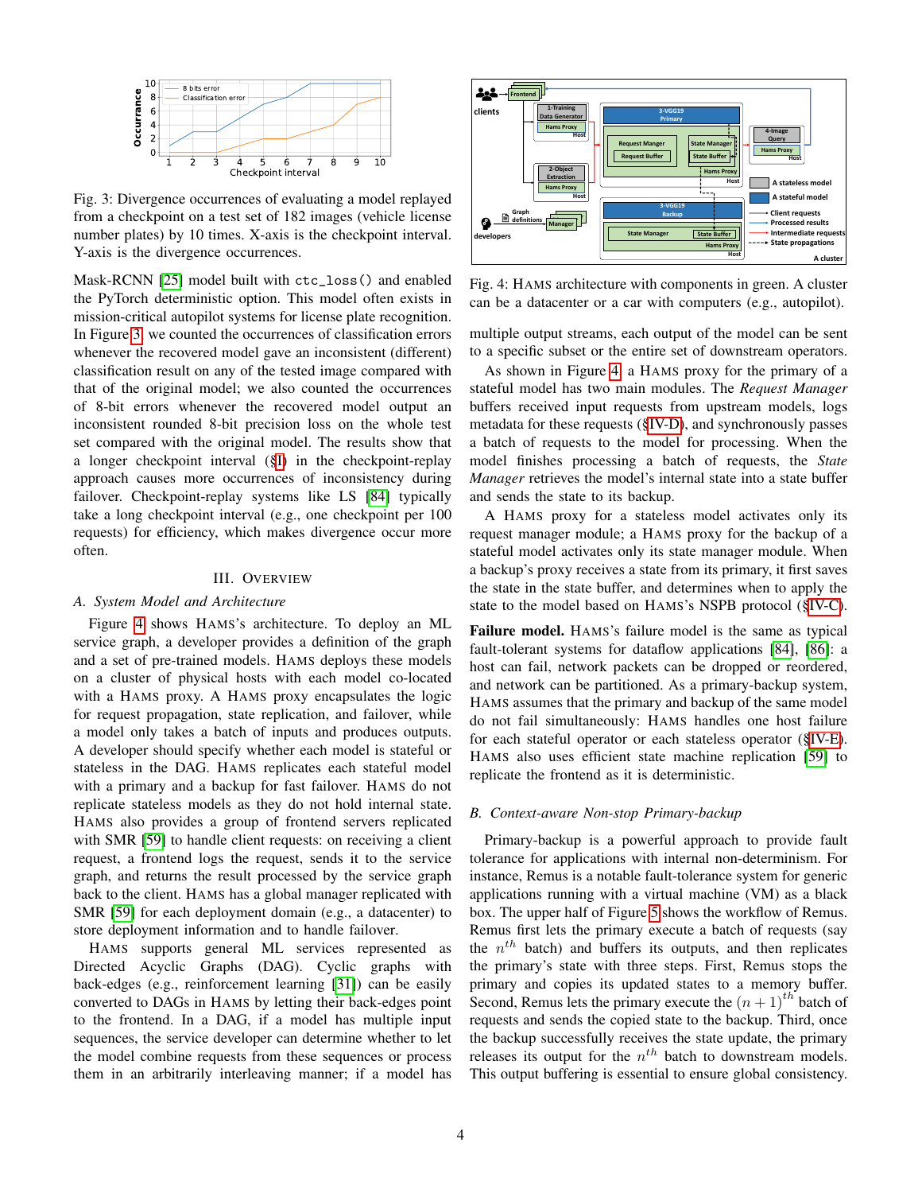10
8
6
4
2
0

Occurance

1 2 3 4 5 6 7 8 9 10

Checkpoint interval

8 bits error

Classification error

Fig. 3: Divergence occurrences of evaluating a model replayed from a checkpoint on a test set of 182 images (vehicle license number plates) by 10 times. X-axis is the checkpoint interval. Y-axis is the divergence occurrences.

Mask-RCNN [25] model built with `ctc_loss()` and enabled the PyTorch deterministic option. This model often exists in mission-critical autopilot systems for license plate recognition. In Figure 3, we counted the occurrences of classification errors whenever the recovered model gave an inconsistent (different) classification result on any of the tested image compared with that of the original model; we also counted the occurrences of 8-bit errors whenever the recovered model output an inconsistent rounded 8-bit precision loss on the whole test set compared with the original model. The results show that a longer checkpoint interval (§I) in the checkpoint-replay approach causes more occurrences of inconsistency during failover. Checkpoint-replay systems like LS [84] typically take a long checkpoint interval (e.g., one checkpoint per 100 requests) for efficiency, which makes divergence occur more often.

## III. Overview

### A. System Model and Architecture

Figure 4 shows HAMS's architecture. To deploy an ML service graph, a developer provides a definition of the graph and a set of pre-trained models. HAMS deploys these models on a cluster of physical hosts with each model co-located with a HAMS proxy. A HAMS proxy encapsulates the logic for request propagation, state replication, and failover, while a model only takes a batch of inputs and produces outputs. A developer should specify whether each model is stateful or stateless in the DAG. HAMS replicates each stateful model with a primary and a backup for fast failover. HAMS do not replicate stateless models as they do not hold internal state. HAMS also provides a group of frontend servers replicated with SMR [59] to handle client requests: on receiving a client request, a frontend logs the request, sends it to the service graph, and returns the result processed by the service graph back to the client. HAMS has a global manager replicated with SMR [59] for each deployment domain (e.g., a datacenter) to store deployment information and to handle failover.

HAMS supports general ML services represented as Directed Acyclic Graphs (DAG). Cyclic graphs with back-edges (e.g., reinforcement learning [31]) can be easily converted to DAGs in HAMS by letting their back-edges point to the frontend. In a DAG, if a model has multiple input sequences, the service developer can determine whether to let the model combine requests from these sequences or process them in an arbitrarily interleaving manner; if a model has multiple output streams, each output of the model can be sent to a specific subset or the entire set of downstream operators.

clients
Frontend
1-Training Data Generator
Hams Proxy
Host
2-Object Extraction
Hams Proxy
Host
Graph definitions
Manager
developers
3-VGG19 Primary
Request Manger
Request Buffer
State Manager
State Buffer
Hams Proxy
Host
3-VGG19 Backup
State Manager
State Buffer
Hams Proxy
Host
4-Image Query
Hams Proxy
Host
A stateless model
A stateful model
Client requests
Processed results
Intermediate requests
State propagations
A cluster

Fig. 4: HAMS architecture with components in green. A cluster can be a datacenter or a car with computers (e.g., autopilot).

As shown in Figure 4, a HAMS proxy for the primary of a stateful model has two main modules. The *Request Manager* buffers received input requests from upstream models, logs metadata for these requests (§IV-D), and synchronously passes a batch of requests to the model for processing. When the model finishes processing a batch of requests, the *State Manager* retrieves the model's internal state into a state buffer and sends the state to its backup.

A HAMS proxy for a stateless model activates only its request manager module; a HAMS proxy for the backup of a stateful model activates only its state manager module. When a backup's proxy receives a state from its primary, it first saves the state in the state buffer, and determines when to apply the state to the model based on HAMS's NSPB protocol (§IV-C).

**Failure model.** HAMS's failure model is the same as typical fault-tolerant systems for dataflow applications [84], [86]: a host can fail, network packets can be dropped or reordered, and network can be partitioned. As a primary-backup system, HAMS assumes that the primary and backup of the same model do not fail simultaneously: HAMS handles one host failure for each stateful operator or each stateless operator (§IV-E). HAMS also uses efficient state machine replication [59] to replicate the frontend as it is deterministic.

### B. Context-aware Non-stop Primary-backup

Primary-backup is a powerful approach to provide fault tolerance for applications with internal non-determinism. For instance, Remus is a notable fault-tolerance system for generic applications running with a virtual machine (VM) as a black box. The upper half of Figure 5 shows the workflow of Remus. Remus first lets the primary execute a batch of requests (say the $n^{th}$ batch) and buffers its outputs, and then replicates the primary's state with three steps. First, Remus stops the primary and copies its updated states to a memory buffer. Second, Remus lets the primary execute the $(n+1)^{th}$ batch of requests and sends the copied state to the backup. Third, once the backup successfully receives the state update, the primary releases its output for the $n^{th}$ batch to downstream models. This output buffering is essential to ensure global consistency.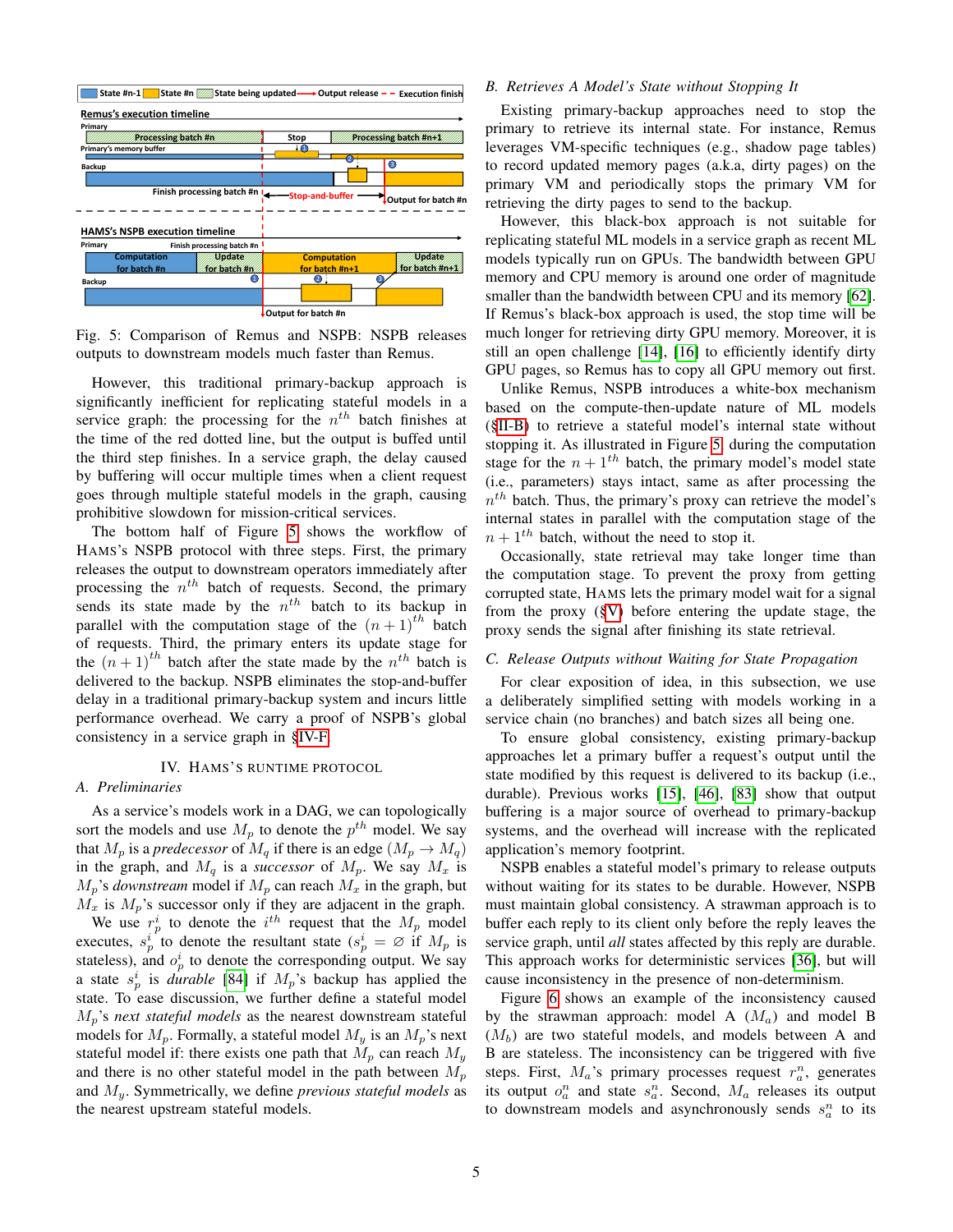State #n-1 State #n State being updated Output release Execution finish

Remus's execution timeline

Primary

Processing batch #n Stop Processing batch #n+1

Primary's memory buffer

1 2 3

Backup

Finish processing batch #n Stop-and-buffer Output for batch #n

HAMS's NSPB execution timeline

Primary Finish processing batch #n

Computation for batch #n Update for batch #n Computation for batch #n+1 Update for batch #n+1

Backup 1 2 3

Output for batch #n

Fig. 5: Comparison of Remus and NSPB: NSPB releases outputs to downstream models much faster than Remus.

However, this traditional primary-backup approach is significantly inefficient for replicating stateful models in a service graph: the processing for the $n^{th}$ batch finishes at the time of the red dotted line, but the output is buffed until the third step finishes. In a service graph, the delay caused by buffering will occur multiple times when a client request goes through multiple stateful models in the graph, causing prohibitive slowdown for mission-critical services.

The bottom half of Figure 5 shows the workflow of HAMS's NSPB protocol with three steps. First, the primary releases the output to downstream operators immediately after processing the $n^{th}$ batch of requests. Second, the primary sends its state made by the $n^{th}$ batch to its backup in parallel with the computation stage of the $(n+1)^{th}$ batch of requests. Third, the primary enters its update stage for the $(n+1)^{th}$ batch after the state made by the $n^{th}$ batch is delivered to the backup. NSPB eliminates the stop-and-buffer delay in a traditional primary-backup system and incurs little performance overhead. We carry a proof of NSPB's global consistency in a service graph in §IV-F.

## IV. HAMS's Runtime Protocol

### A. Preliminaries

As a service's models work in a DAG, we can topologically sort the models and use $M_p$ to denote the $p^{th}$ model. We say that $M_p$ is a *predecessor* of $M_q$ if there is an edge $(M_p \rightarrow M_q)$ in the graph, and $M_q$ is a *successor* of $M_p$. We say $M_x$ is $M_p$'s *downstream* model if $M_p$ can reach $M_x$ in the graph, but $M_x$ is $M_p$'s successor only if they are adjacent in the graph.

We use $r_p^i$ to denote the $i^{th}$ request that the $M_p$ model executes, $s_p^i$ to denote the resultant state ($s_p^i = \varnothing$ if $M_p$ is stateless), and $o_p^i$ to denote the corresponding output. We say a state $s_p^i$ is *durable* [84] if $M_p$'s backup has applied the state. To ease discussion, we further define a stateful model $M_p$'s *next stateful models* as the nearest downstream stateful models for $M_p$. Formally, a stateful model $M_y$ is an $M_p$'s next stateful model if: there exists one path that $M_p$ can reach $M_y$ and there is no other stateful model in the path between $M_p$ and $M_y$. Symmetrically, we define *previous stateful models* as the nearest upstream stateful models.

### B. Retrieves A Model's State without Stopping It

Existing primary-backup approaches need to stop the primary to retrieve its internal state. For instance, Remus leverages VM-specific techniques (e.g., shadow page tables) to record updated memory pages (a.k.a, dirty pages) on the primary VM and periodically stops the primary VM for retrieving the dirty pages to send to the backup.

However, this black-box approach is not suitable for replicating stateful ML models in a service graph as recent ML models typically run on GPUs. The bandwidth between GPU memory and CPU memory is around one order of magnitude smaller than the bandwidth between CPU and its memory [62]. If Remus's black-box approach is used, the stop time will be much longer for retrieving dirty GPU memory. Moreover, it is still an open challenge [14], [16] to efficiently identify dirty GPU pages, so Remus has to copy all GPU memory out first.

Unlike Remus, NSPB introduces a white-box mechanism based on the compute-then-update nature of ML models (§II-B) to retrieve a stateful model's internal state without stopping it. As illustrated in Figure 5, during the computation stage for the $n+1^{th}$ batch, the primary model's model state (i.e., parameters) stays intact, same as after processing the $n^{th}$ batch. Thus, the primary's proxy can retrieve the model's internal states in parallel with the computation stage of the $n+1^{th}$ batch, without the need to stop it.

Occasionally, state retrieval may take longer time than the computation stage. To prevent the proxy from getting corrupted state, HAMS lets the primary model wait for a signal from the proxy (§V) before entering the update stage, the proxy sends the signal after finishing its state retrieval.

### C. Release Outputs without Waiting for State Propagation

For clear exposition of idea, in this subsection, we use a deliberately simplified setting with models working in a service chain (no branches) and batch sizes all being one.

To ensure global consistency, existing primary-backup approaches let a primary buffer a request's output until the state modified by this request is delivered to its backup (i.e., durable). Previous works [15], [46], [83] show that output buffering is a major source of overhead to primary-backup systems, and the overhead will increase with the replicated application's memory footprint.

NSPB enables a stateful model's primary to release outputs without waiting for its states to be durable. However, NSPB must maintain global consistency. A strawman approach is to buffer each reply to its client only before the reply leaves the service graph, until *all* states affected by this reply are durable. This approach works for deterministic services [36], but will cause inconsistency in the presence of non-determinism.

Figure 6 shows an example of the inconsistency caused by the strawman approach: model A ($M_a$) and model B ($M_b$) are two stateful models, and models between A and B are stateless. The inconsistency can be triggered with five steps. First, $M_a$'s primary processes request $r_a^n$, generates its output $o_a^n$ and state $s_a^n$. Second, $M_a$ releases its output to downstream models and asynchronously sends $s_a^n$ to its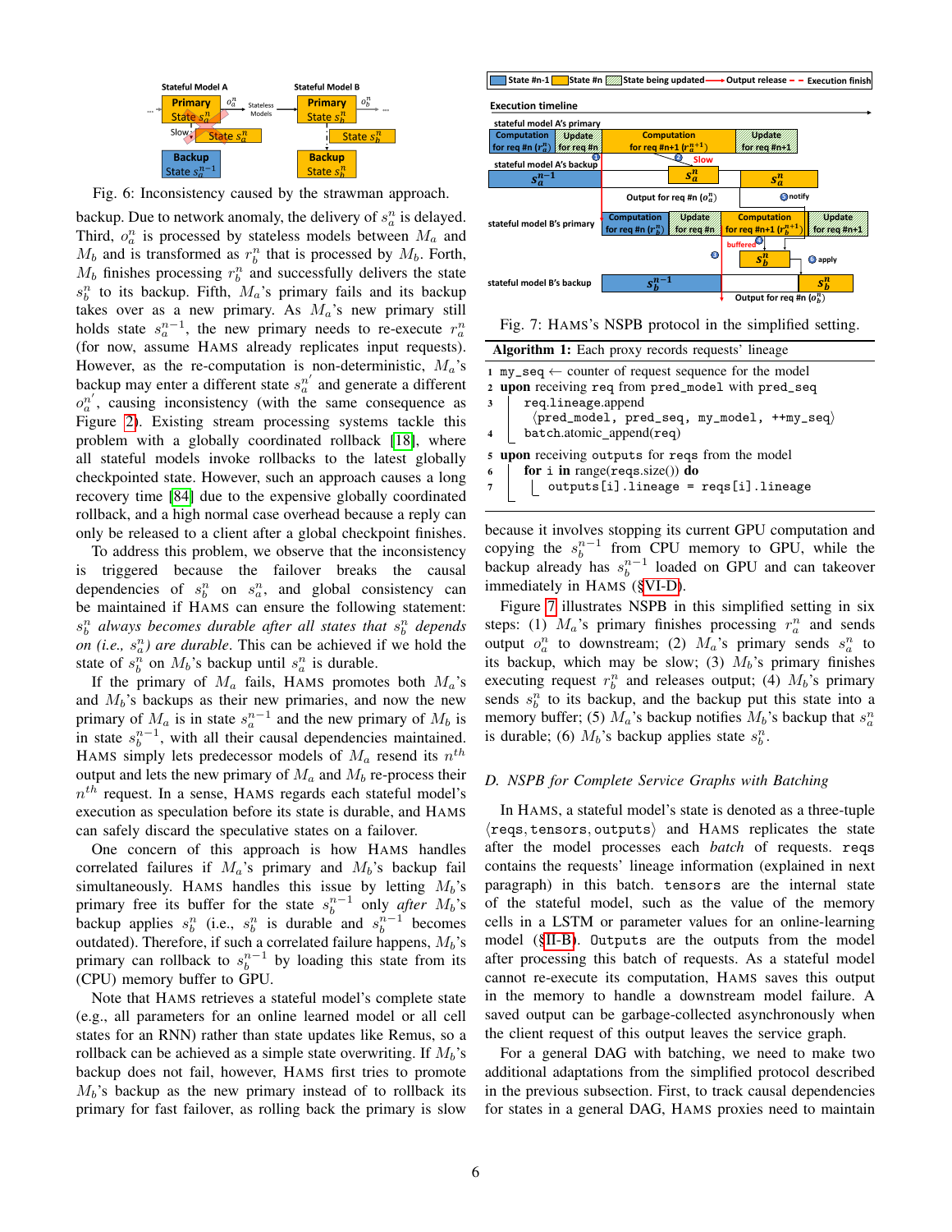Stateful Model A

Primary

State $s_a^n$

$o_a^n$

Slow

State $s_a^n$

Backup

State $s_a^{n-1}$

Stateless Models

Stateful Model B

Primary

State $s_b^n$

$o_b^n$

State $s_b^n$

Backup

State $s_b^n$

Fig. 6: Inconsistency caused by the strawman approach.

backup. Due to network anomaly, the delivery of $s_a^n$ is delayed. Third, $o_a^n$ is processed by stateless models between $M_a$ and $M_b$ and is transformed as $r_b^n$ that is processed by $M_b$. Forth, $M_b$ finishes processing $r_b^n$ and successfully delivers the state $s_b^n$ to its backup. Fifth, $M_a$'s primary fails and its backup takes over as a new primary. As $M_a$'s new primary still holds state $s_a^{n-1}$, the new primary needs to re-execute $r_a^n$ (for now, assume HAMS already replicates input requests). However, as the re-computation is non-deterministic, $M_a$'s backup may enter a different state $s_a^{n'}$ and generate a different $o_a^{n'}$, causing inconsistency (with the same consequence as Figure 2). Existing stream processing systems tackle this problem with a globally coordinated rollback [18], where all stateful models invoke rollbacks to the latest globally checkpointed state. However, such an approach causes a long recovery time [84] due to the expensive globally coordinated rollback, and a high normal case overhead because a reply can only be released to a client after a global checkpoint finishes.

To address this problem, we observe that the inconsistency is triggered because the failover breaks the causal dependencies of $s_b^n$ on $s_a^n$, and global consistency can be maintained if HAMS can ensure the following statement: *$s_b^n$ always becomes durable after all states that $s_b^n$ depends on (i.e., $s_a^n$) are durable*. This can be achieved if we hold the state of $s_b^n$ on $M_b$'s backup until $s_a^n$ is durable.

If the primary of $M_a$ fails, HAMS promotes both $M_a$'s and $M_b$'s backups as their new primaries, and now the new primary of $M_a$ is in state $s_a^{n-1}$ and the new primary of $M_b$ is in state $s_b^{n-1}$, with all their causal dependencies maintained. HAMS simply lets predecessor models of $M_a$ resend its $n^{th}$ output and lets the new primary of $M_a$ and $M_b$ re-process their $n^{th}$ request. In a sense, HAMS regards each stateful model's execution as speculation before its state is durable, and HAMS can safely discard the speculative states on a failover.

One concern of this approach is how HAMS handles correlated failures if $M_a$'s primary and $M_b$'s backup fail simultaneously. HAMS handles this issue by letting $M_b$'s primary free its buffer for the state $s_b^{n-1}$ only *after* $M_b$'s backup applies $s_b^n$ (i.e., $s_b^n$ is durable and $s_b^{n-1}$ becomes outdated). Therefore, if such a correlated failure happens, $M_b$'s primary can rollback to $s_b^{n-1}$ by loading this state from its (CPU) memory buffer to GPU.

Note that HAMS retrieves a stateful model's complete state (e.g., all parameters for an online learned model or all cell states for an RNN) rather than state updates like Remus, so a rollback can be achieved as a simple state overwriting. If $M_b$'s backup does not fail, however, HAMS first tries to promote $M_b$'s backup as the new primary instead of to rollback its primary for fast failover, as rolling back the primary is slow because it involves stopping its current GPU computation and copying the $s_b^{n-1}$ from CPU memory to GPU, while the backup already has $s_b^{n-1}$ loaded on GPU and can takeover immediately in HAMS (§VI-D).

State #n-1 | State #n | State being updated | Output release | Execution finish

Execution timeline

stateful model A's primary

Computation for req #n ($r_a^n$) | Update for req #n | Computation for req #n+1 ($r_a^{n+1}$) | Update for req #n+1

1 | 2 Slow

stateful model A's backup

$s_a^{n-1}$ | $s_a^n$ | $s_a^n$

Output for req #n ($o_a^n$) | 5 notify

stateful model B's primary

Computation for req #n ($r_b^n$) | Update for req #n | Computation for req #n+1 ($r_b^{n+1}$) | Update for req #n+1

buffered 4

3 | $s_b^n$ | 6 apply

stateful model B's backup

$s_b^{n-1}$ | $s_b^n$

Output for req #n ($o_b^n$)

Fig. 7: HAMS's NSPB protocol in the simplified setting.

**Algorithm 1:** Each proxy records requests' lineage

```
1 my_seq ← counter of request sequence for the model
2 upon receiving req from pred_model with pred_seq
3     req.lineage.append
          ⟨pred_model, pred_seq, my_model, ++my_seq⟩
4     batch.atomic_append(req)
5 upon receiving outputs for reqs from the model
6     for i in range(reqs.size()) do
7         outputs[i].lineage = reqs[i].lineage
```

Figure 7 illustrates NSPB in this simplified setting in six steps: (1) $M_a$'s primary finishes processing $r_a^n$ and sends output $o_a^n$ to downstream; (2) $M_a$'s primary sends $s_a^n$ to its backup, which may be slow; (3) $M_b$'s primary finishes executing request $r_b^n$ and releases output; (4) $M_b$'s primary sends $s_b^n$ to its backup, and the backup put this state into a memory buffer; (5) $M_a$'s backup notifies $M_b$'s backup that $s_a^n$ is durable; (6) $M_b$'s backup applies state $s_b^n$.

### *D. NSPB for Complete Service Graphs with Batching*

In HAMS, a stateful model's state is denoted as a three-tuple ⟨`reqs`, `tensors`, `outputs`⟩ and HAMS replicates the state after the model processes each *batch* of requests. `reqs` contains the requests' lineage information (explained in next paragraph) in this batch. `tensors` are the internal state of the stateful model, such as the value of the memory cells in a LSTM or parameter values for an online-learning model (§II-B). `Outputs` are the outputs from the model after processing this batch of requests. As a stateful model cannot re-execute its computation, HAMS saves this output in the memory to handle a downstream model failure. A saved output can be garbage-collected asynchronously when the client request of this output leaves the service graph.

For a general DAG with batching, we need to make two additional adaptations from the simplified protocol described in the previous subsection. First, to track causal dependencies for states in a general DAG, HAMS proxies need to maintain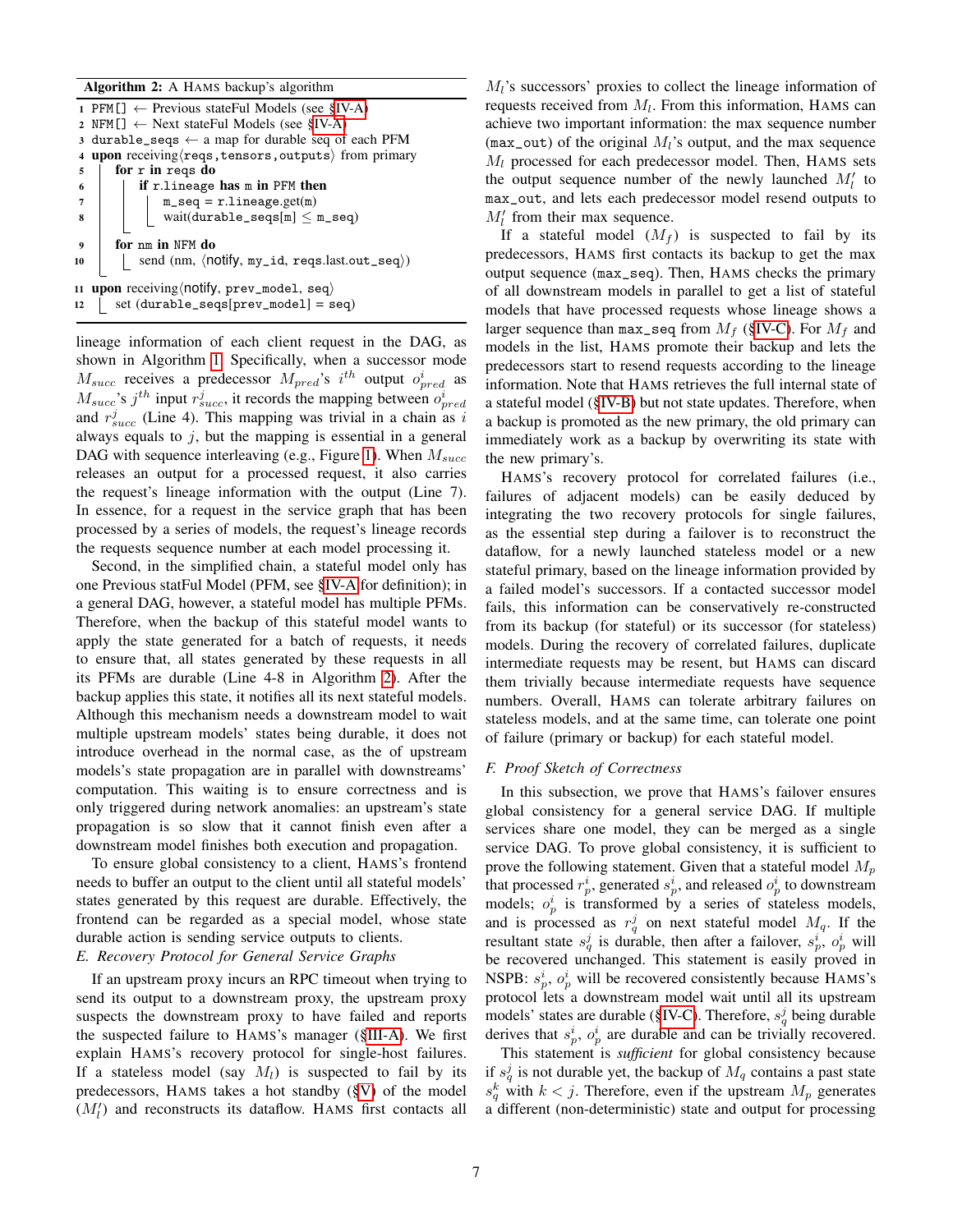**Algorithm 2:** A HAMS backup's algorithm

```
1  PFM[] ← Previous stateFul Models (see §IV-A)
2  NFM[] ← Next stateFul Models (see §IV-A)
3  durable_seqs ← a map for durable seq of each PFM
4  upon receiving⟨reqs,tensors,outputs⟩ from primary
5      for r in reqs do
6          if r.lineage has m in PFM then
7              m_seq = r.lineage.get(m)
8              wait(durable_seqs[m] ≤ m_seq)
9      for nm in NFM do
10         send (nm, ⟨notify, my_id, reqs.last.out_seq⟩)
11 upon receiving⟨notify, prev_model, seq⟩
12     set (durable_seqs[prev_model] = seq)
```

lineage information of each client request in the DAG, as shown in Algorithm 1. Specifically, when a successor mode $M_{succ}$ receives a predecessor $M_{pred}$'s $i^{th}$ output $o^i_{pred}$ as $M_{succ}$'s $j^{th}$ input $r^j_{succ}$, it records the mapping between $o^i_{pred}$ and $r^j_{succ}$ (Line 4). This mapping was trivial in a chain as $i$ always equals to $j$, but the mapping is essential in a general DAG with sequence interleaving (e.g., Figure 1). When $M_{succ}$ releases an output for a processed request, it also carries the request's lineage information with the output (Line 7). In essence, for a request in the service graph that has been processed by a series of models, the request's lineage records the requests sequence number at each model processing it.

Second, in the simplified chain, a stateful model only has one Previous statFul Model (PFM, see §IV-A for definition); in a general DAG, however, a stateful model has multiple PFMs. Therefore, when the backup of this stateful model wants to apply the state generated for a batch of requests, it needs to ensure that, all states generated by these requests in all its PFMs are durable (Line 4-8 in Algorithm 2). After the backup applies this state, it notifies all its next stateful models. Although this mechanism needs a downstream model to wait multiple upstream models' states being durable, it does not introduce overhead in the normal case, as the of upstream models's state propagation are in parallel with downstreams' computation. This waiting is to ensure correctness and is only triggered during network anomalies: an upstream's state propagation is so slow that it cannot finish even after a downstream model finishes both execution and propagation.

To ensure global consistency to a client, HAMS's frontend needs to buffer an output to the client until all stateful models' states generated by this request are durable. Effectively, the frontend can be regarded as a special model, whose state durable action is sending service outputs to clients.

### E. Recovery Protocol for General Service Graphs

If an upstream proxy incurs an RPC timeout when trying to send its output to a downstream proxy, the upstream proxy suspects the downstream proxy to have failed and reports the suspected failure to HAMS's manager (§III-A). We first explain HAMS's recovery protocol for single-host failures. If a stateless model (say $M_l$) is suspected to fail by its predecessors, HAMS takes a hot standby (§V) of the model ($M'_l$) and reconstructs its dataflow. HAMS first contacts all $M_l$'s successors' proxies to collect the lineage information of requests received from $M_l$. From this information, HAMS can achieve two important information: the max sequence number (`max_out`) of the original $M_l$'s output, and the max sequence $M_l$ processed for each predecessor model. Then, HAMS sets the output sequence number of the newly launched $M'_l$ to `max_out`, and lets each predecessor model resend outputs to $M'_l$ from their max sequence.

If a stateful model ($M_f$) is suspected to fail by its predecessors, HAMS first contacts its backup to get the max output sequence (`max_seq`). Then, HAMS checks the primary of all downstream models in parallel to get a list of stateful models that have processed requests whose lineage shows a larger sequence than `max_seq` from $M_f$ (§IV-C). For $M_f$ and models in the list, HAMS promote their backup and lets the predecessors start to resend requests according to the lineage information. Note that HAMS retrieves the full internal state of a stateful model (§IV-B) but not state updates. Therefore, when a backup is promoted as the new primary, the old primary can immediately work as a backup by overwriting its state with the new primary's.

HAMS's recovery protocol for correlated failures (i.e., failures of adjacent models) can be easily deduced by integrating the two recovery protocols for single failures, as the essential step during a failover is to reconstruct the dataflow, for a newly launched stateless model or a new stateful primary, based on the lineage information provided by a failed model's successors. If a contacted successor model fails, this information can be conservatively re-constructed from its backup (for stateful) or its successor (for stateless) models. During the recovery of correlated failures, duplicate intermediate requests may be resent, but HAMS can discard them trivially because intermediate requests have sequence numbers. Overall, HAMS can tolerate arbitrary failures on stateless models, and at the same time, can tolerate one point of failure (primary or backup) for each stateful model.

### F. Proof Sketch of Correctness

In this subsection, we prove that HAMS's failover ensures global consistency for a general service DAG. If multiple services share one model, they can be merged as a single service DAG. To prove global consistency, it is sufficient to prove the following statement. Given that a stateful model $M_p$ that processed $r^i_p$, generated $s^i_p$, and released $o^i_p$ to downstream models; $o^i_p$ is transformed by a series of stateless models, and is processed as $r^j_q$ on next stateful model $M_q$. If the resultant state $s^j_q$ is durable, then after a failover, $s^i_p$, $o^i_p$ will be recovered unchanged. This statement is easily proved in NSPB: $s^i_p$, $o^i_p$ will be recovered consistently because HAMS's protocol lets a downstream model wait until all its upstream models' states are durable (§IV-C). Therefore, $s^j_q$ being durable derives that $s^i_p$, $o^i_p$ are durable and can be trivially recovered.

This statement is *sufficient* for global consistency because if $s^j_q$ is not durable yet, the backup of $M_q$ contains a past state $s^k_q$ with $k < j$. Therefore, even if the upstream $M_p$ generates a different (non-deterministic) state and output for processing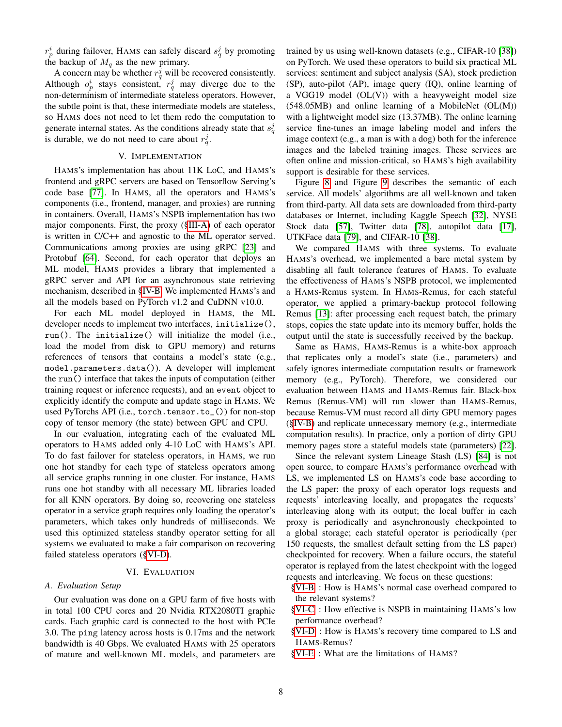$r_p^i$ during failover, HAMS can safely discard $s_q^j$ by promoting the backup of $M_q$ as the new primary.

A concern may be whether $r_q^j$ will be recovered consistently. Although $o_p^i$ stays consistent, $r_q^j$ may diverge due to the non-determinism of intermediate stateless operators. However, the subtle point is that, these intermediate models are stateless, so HAMS does not need to let them redo the computation to generate internal states. As the conditions already state that $s_q^j$ is durable, we do not need to care about $r_q^j$.

## V. IMPLEMENTATION

HAMS's implementation has about 11K LoC, and HAMS's frontend and gRPC servers are based on Tensorflow Serving's code base [77]. In HAMS, all the operators and HAMS's components (i.e., frontend, manager, and proxies) are running in containers. Overall, HAMS's NSPB implementation has two major components. First, the proxy (§III-A) of each operator is written in C/C++ and agnostic to the ML operator served. Communications among proxies are using gRPC [23] and Protobuf [64]. Second, for each operator that deploys an ML model, HAMS provides a library that implemented a gRPC server and API for an asynchronous state retrieving mechanism, described in §IV-B. We implemented HAMS's and all the models based on PyTorch v1.2 and CuDNN v10.0.

For each ML model deployed in HAMS, the ML developer needs to implement two interfaces, `initialize()`, `run()`. The `initialize()` will initialize the model (i.e., load the model from disk to GPU memory) and returns references of tensors that contains a model's state (e.g., `model.parameters.data()`). A developer will implement the `run()` interface that takes the inputs of computation (either training request or inference requests), and an `event` object to explicitly identify the compute and update stage in HAMS. We used PyTorchs API (i.e., `torch.tensor.to_()`) for non-stop copy of tensor memory (the state) between GPU and CPU.

In our evaluation, integrating each of the evaluated ML operators to HAMS added only 4-10 LoC with HAMS's API. To do fast failover for stateless operators, in HAMS, we run one hot standby for each type of stateless operators among all service graphs running in one cluster. For instance, HAMS runs one hot standby with all necessary ML libraries loaded for all KNN operators. By doing so, recovering one stateless operator in a service graph requires only loading the operator's parameters, which takes only hundreds of milliseconds. We used this optimized stateless standby operator setting for all systems we evaluated to make a fair comparison on recovering failed stateless operators (§VI-D).

## VI. EVALUATION

### A. Evaluation Setup

Our evaluation was done on a GPU farm of five hosts with in total 100 CPU cores and 20 Nvidia RTX2080TI graphic cards. Each graphic card is connected to the host with PCIe 3.0. The `ping` latency across hosts is 0.17ms and the network bandwidth is 40 Gbps. We evaluated HAMS with 25 operators of mature and well-known ML models, and parameters are trained by us using well-known datasets (e.g., CIFAR-10 [38]) on PyTorch. We used these operators to build six practical ML services: sentiment and subject analysis (SA), stock prediction (SP), auto-pilot (AP), image query (IQ), online learning of a VGG19 model (OL(V)) with a heavyweight model size (548.05MB) and online learning of a MobileNet (OL(M)) with a lightweight model size (13.37MB). The online learning service fine-tunes an image labeling model and infers the image context (e.g., a man is with a dog) both for the inference images and the labeled training images. These services are often online and mission-critical, so HAMS's high availability support is desirable for these services.

Figure 8 and Figure 9 describes the semantic of each service. All models' algorithms are all well-known and taken from third-party. All data sets are downloaded from third-party databases or Internet, including Kaggle Speech [32], NYSE Stock data [57], Twitter data [78], autopilot data [17], UTKFace data [79], and CIFAR-10 [38].

We compared HAMS with three systems. To evaluate HAMS's overhead, we implemented a bare metal system by disabling all fault tolerance features of HAMS. To evaluate the effectiveness of HAMS's NSPB protocol, we implemented a HAMS-Remus system. In HAMS-Remus, for each stateful operator, we applied a primary-backup protocol following Remus [13]: after processing each request batch, the primary stops, copies the state update into its memory buffer, holds the output until the state is successfully received by the backup.

Same as HAMS, HAMS-Remus is a white-box approach that replicates only a model's state (i.e., parameters) and safely ignores intermediate computation results or framework memory (e.g., PyTorch). Therefore, we considered our evaluation between HAMS and HAMS-Remus fair. Black-box Remus (Remus-VM) will run slower than HAMS-Remus, because Remus-VM must record all dirty GPU memory pages (§IV-B) and replicate unnecessary memory (e.g., intermediate computation results). In practice, only a portion of dirty GPU memory pages store a stateful models state (parameters) [22].

Since the relevant system Lineage Stash (LS) [84] is not open source, to compare HAMS's performance overhead with LS, we implemented LS on HAMS's code base according to the LS paper: the proxy of each operator logs requests and requests' interleaving locally, and propagates the requests' interleaving along with its output; the local buffer in each proxy is periodically and asynchronously checkpointed to a global storage; each stateful operator is periodically (per 150 requests, the smallest default setting from the LS paper) checkpointed for recovery. When a failure occurs, the stateful operator is replayed from the latest checkpoint with the logged requests and interleaving. We focus on these questions:

- §VI-B : How is HAMS's normal case overhead compared to the relevant systems?
- §VI-C : How effective is NSPB in maintaining HAMS's low performance overhead?
- §VI-D : How is HAMS's recovery time compared to LS and HAMS-Remus?
- §VI-E : What are the limitations of HAMS?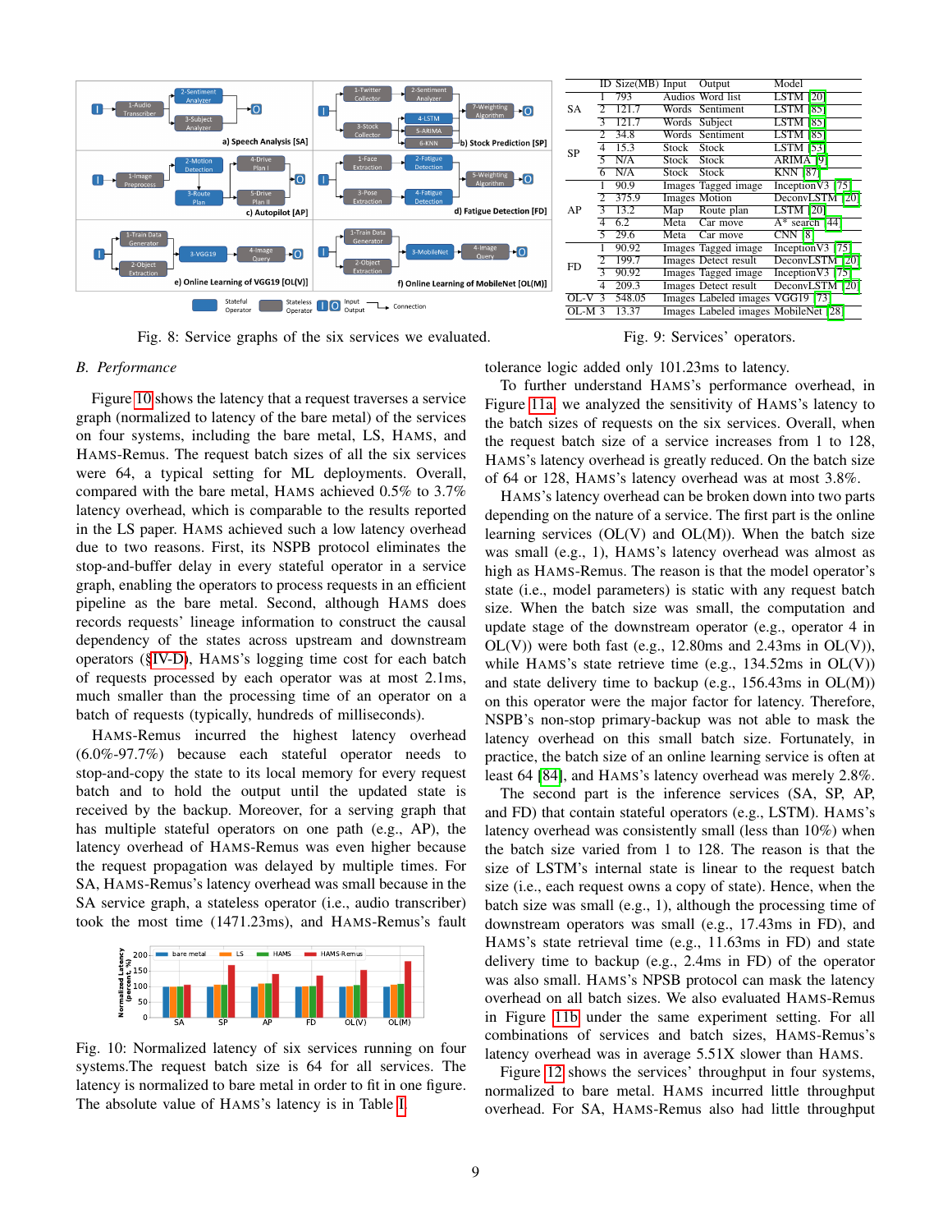Fig. 8 diagram text:

1-Audio Transcriber, 2-Sentiment Analyzer, 3-Subject Analyzer — a) Speech Analysis [SA]

1-Twitter Collector, 2-Sentiment Analyzer, 3-Stock Collector, 4-LSTM, 5-ARIMA, 6-KNN, 7-Weighting Algorithm — b) Stock Prediction [SP]

1-Image Preprocess, 2-Motion Detection, 3-Route Plan, 4-Drive Plan I, 5-Drive Plan II — c) Autopilot [AP]

1-Face Extraction, 2-Fatigue Detection, 3-Pose Extraction, 4-Fatigue Detection, 5-Weighting Algorithm — d) Fatigue Detection [FD]

1-Train Data Generator, 2-Object Extraction, 3-VGG19, 4-Image Query — e) Online Learning of VGG19 [OL(V)]

1-Train Data Generator, 2-Object Extraction, 3-MobileNet, 4-Image Query — f) Online Learning of MobileNet [OL(M)]

Stateful Operator, Stateless Operator, I O Input Output, Connection

Fig. 8: Service graphs of the six services we evaluated.

| | ID | Size(MB) | Input | Output | Model |
|---|---|---|---|---|---|
| SA | 1 | 793 | Audios | Word list | LSTM [20] |
| | 2 | 121.7 | Words | Sentiment | LSTM [85] |
| | 3 | 121.7 | Words | Subject | LSTM [85] |
| SP | 2 | 34.8 | Words | Sentiment | LSTM [85] |
| | 4 | 15.3 | Stock | Stock | LSTM [53] |
| | 5 | N/A | Stock | Stock | ARIMA [9] |
| | 6 | N/A | Stock | Stock | KNN [87] |
| AP | 1 | 90.9 | Images | Tagged image | InceptionV3 [75] |
| | 2 | 375.9 | Images | Motion | DeconvLSTM [20] |
| | 3 | 13.2 | Map | Route plan | LSTM [20] |
| | 4 | 6.2 | Meta | Car move | A* search [44] |
| | 5 | 29.6 | Meta | Car move | CNN [8] |
| FD | 1 | 90.92 | Images | Tagged image | InceptionV3 [75] |
| | 2 | 199.7 | Images | Detect result | DeconvLSTM [20] |
| | 3 | 90.92 | Images | Tagged image | InceptionV3 [75] |
| | 4 | 209.3 | Images | Detect result | DeconvLSTM [20] |
| OL-V | 3 | 548.05 | Images | Labeled images | VGG19 [73] |
| OL-M | 3 | 13.37 | Images | Labeled images | MobileNet [28] |

Fig. 9: Services' operators.

## B. Performance

Figure 10 shows the latency that a request traverses a service graph (normalized to latency of the bare metal) of the services on four systems, including the bare metal, LS, HAMS, and HAMS-Remus. The request batch sizes of all the six services were 64, a typical setting for ML deployments. Overall, compared with the bare metal, HAMS achieved 0.5% to 3.7% latency overhead, which is comparable to the results reported in the LS paper. HAMS achieved such a low latency overhead due to two reasons. First, its NSPB protocol eliminates the stop-and-buffer delay in every stateful operator in a service graph, enabling the operators to process requests in an efficient pipeline as the bare metal. Second, although HAMS does records requests' lineage information to construct the causal dependency of the states across upstream and downstream operators (§IV-D), HAMS's logging time cost for each batch of requests processed by each operator was at most 2.1ms, much smaller than the processing time of an operator on a batch of requests (typically, hundreds of milliseconds).

HAMS-Remus incurred the highest latency overhead (6.0%-97.7%) because each stateful operator needs to stop-and-copy the state to its local memory for every request batch and to hold the output until the updated state is received by the backup. Moreover, for a serving graph that has multiple stateful operators on one path (e.g., AP), the latency overhead of HAMS-Remus was even higher because the request propagation was delayed by multiple times. For SA, HAMS-Remus's latency overhead was small because in the SA service graph, a stateless operator (i.e., audio transcriber) took the most time (1471.23ms), and HAMS-Remus's fault tolerance logic added only 101.23ms to latency.

Normalized Latency (percent, %)
200
150
100
50
0
bare metal, LS, HAMS, HAMS-Remus
SA, SP, AP, FD, OL(V), OL(M)

Fig. 10: Normalized latency of six services running on four systems.The request batch size is 64 for all services. The latency is normalized to bare metal in order to fit in one figure. The absolute value of HAMS's latency is in Table I.

To further understand HAMS's performance overhead, in Figure 11a, we analyzed the sensitivity of HAMS's latency to the batch sizes of requests on the six services. Overall, when the request batch size of a service increases from 1 to 128, HAMS's latency overhead is greatly reduced. On the batch size of 64 or 128, HAMS's latency overhead was at most 3.8%.

HAMS's latency overhead can be broken down into two parts depending on the nature of a service. The first part is the online learning services (OL(V) and OL(M)). When the batch size was small (e.g., 1), HAMS's latency overhead was almost as high as HAMS-Remus. The reason is that the model operator's state (i.e., model parameters) is static with any request batch size. When the batch size was small, the computation and update stage of the downstream operator (e.g., operator 4 in OL(V)) were both fast (e.g., 12.80ms and 2.43ms in OL(V)), while HAMS's state retrieve time (e.g., 134.52ms in OL(V)) and state delivery time to backup (e.g., 156.43ms in OL(M)) on this operator were the major factor for latency. Therefore, NSPB's non-stop primary-backup was not able to mask the latency overhead on this small batch size. Fortunately, in practice, the batch size of an online learning service is often at least 64 [84], and HAMS's latency overhead was merely 2.8%.

The second part is the inference services (SA, SP, AP, and FD) that contain stateful operators (e.g., LSTM). HAMS's latency overhead was consistently small (less than 10%) when the batch size varied from 1 to 128. The reason is that the size of LSTM's internal state is linear to the request batch size (i.e., each request owns a copy of state). Hence, when the batch size was small (e.g., 1), although the processing time of downstream operators was small (e.g., 17.43ms in FD), and HAMS's state retrieval time (e.g., 11.63ms in FD) and state delivery time to backup (e.g., 2.4ms in FD) of the operator was also small. HAMS's NPSB protocol can mask the latency overhead on all batch sizes. We also evaluated HAMS-Remus in Figure 11b under the same experiment setting. For all combinations of services and batch sizes, HAMS-Remus's latency overhead was in average 5.51X slower than HAMS.

Figure 12 shows the services' throughput in four systems, normalized to bare metal. HAMS incurred little throughput overhead. For SA, HAMS-Remus also had little throughput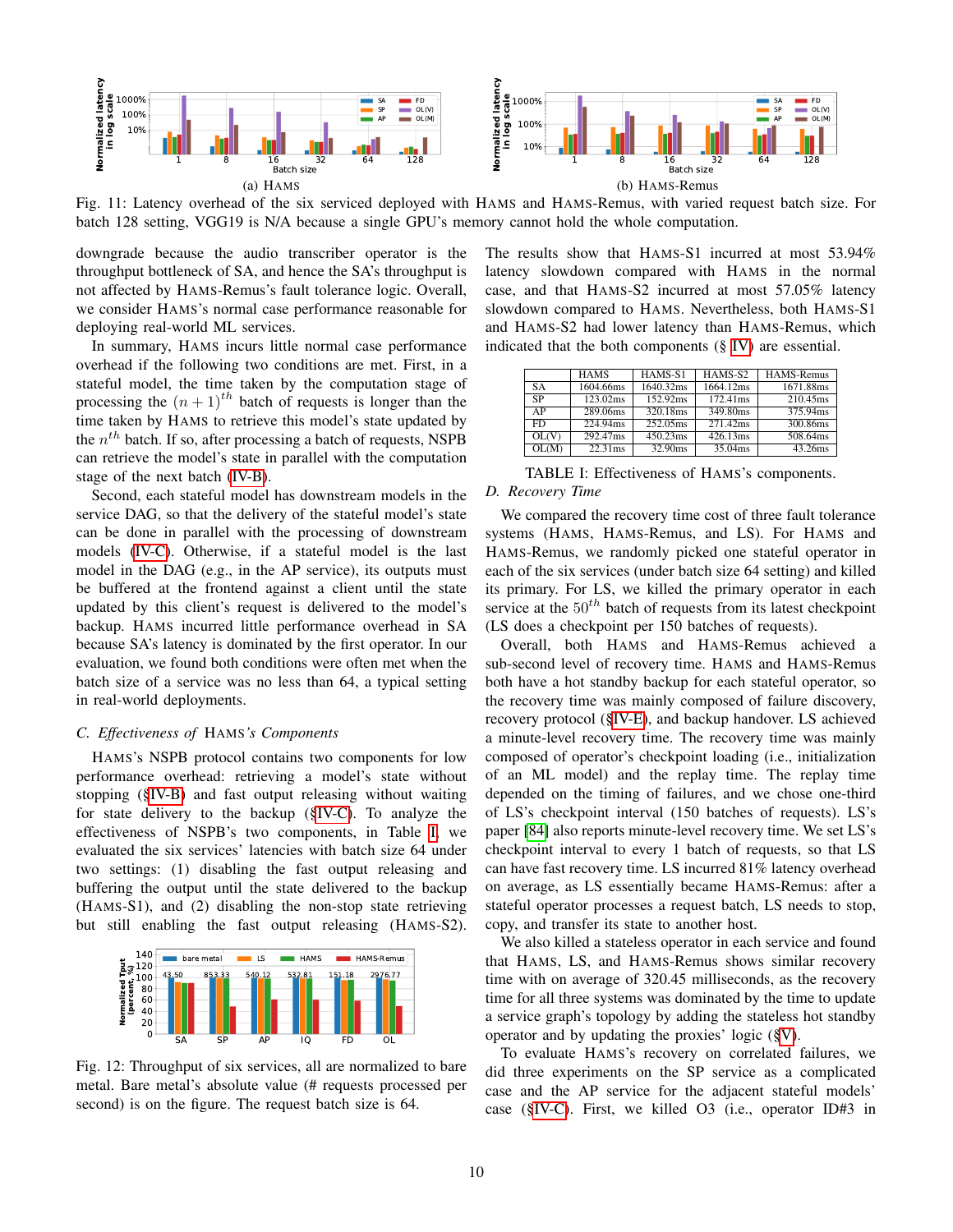Normalized latency in log scale

1000%

100%

10%

1 8 16 32 64 128

Batch size

SA SP AP FD OL(V) OL(M)

(a) HAMS

Normalized latency in log scale

1000%

100%

10%

1 8 16 32 64 128

Batch size

SA SP AP FD OL(V) OL(M)

(b) HAMS-Remus

Fig. 11: Latency overhead of the six serviced deployed with HAMS and HAMS-Remus, with varied request batch size. For batch 128 setting, VGG19 is N/A because a single GPU's memory cannot hold the whole computation.

downgrade because the audio transcriber operator is the throughput bottleneck of SA, and hence the SA's throughput is not affected by HAMS-Remus's fault tolerance logic. Overall, we consider HAMS's normal case performance reasonable for deploying real-world ML services.

In summary, HAMS incurs little normal case performance overhead if the following two conditions are met. First, in a stateful model, the time taken by the computation stage of processing the $(n+1)^{th}$ batch of requests is longer than the time taken by HAMS to retrieve this model's state updated by the $n^{th}$ batch. If so, after processing a batch of requests, NSPB can retrieve the model's state in parallel with the computation stage of the next batch (IV-B).

Second, each stateful model has downstream models in the service DAG, so that the delivery of the stateful model's state can be done in parallel with the processing of downstream models (IV-C). Otherwise, if a stateful model is the last model in the DAG (e.g., in the AP service), its outputs must be buffered at the frontend against a client until the state updated by this client's request is delivered to the model's backup. HAMS incurred little performance overhead in SA because SA's latency is dominated by the first operator. In our evaluation, we found both conditions were often met when the batch size of a service was no less than 64, a typical setting in real-world deployments.

### C. Effectiveness of HAMS's Components

HAMS's NSPB protocol contains two components for low performance overhead: retrieving a model's state without stopping (§IV-B) and fast output releasing without waiting for state delivery to the backup (§IV-C). To analyze the effectiveness of NSPB's two components, in Table I, we evaluated the six services' latencies with batch size 64 under two settings: (1) disabling the fast output releasing and buffering the output until the state delivered to the backup (HAMS-S1), and (2) disabling the non-stop state retrieving but still enabling the fast output releasing (HAMS-S2).

Normalized Tput (percent, %)

140 120 100 80 60 40 20 0

bare metal LS HAMS HAMS-Remus

43.50 853.33 540.12 532.81 151.18 2976.77

SA SP AP IQ FD OL

Fig. 12: Throughput of six services, all are normalized to bare metal. Bare metal's absolute value (# requests processed per second) is on the figure. The request batch size is 64.

The results show that HAMS-S1 incurred at most 53.94% latency slowdown compared with HAMS in the normal case, and that HAMS-S2 incurred at most 57.05% latency slowdown compared to HAMS. Nevertheless, both HAMS-S1 and HAMS-S2 had lower latency than HAMS-Remus, which indicated that the both components (§ IV) are essential.

| | HAMS | HAMS-S1 | HAMS-S2 | HAMS-Remus |
|---|---|---|---|---|
| SA | 1604.66ms | 1640.32ms | 1664.12ms | 1671.88ms |
| SP | 123.02ms | 152.92ms | 172.41ms | 210.45ms |
| AP | 289.06ms | 320.18ms | 349.80ms | 375.94ms |
| FD | 224.94ms | 252.05ms | 271.42ms | 300.86ms |
| OL(V) | 292.47ms | 450.23ms | 426.13ms | 508.64ms |
| OL(M) | 22.31ms | 32.90ms | 35.04ms | 43.26ms |

TABLE I: Effectiveness of HAMS's components.

### D. Recovery Time

We compared the recovery time cost of three fault tolerance systems (HAMS, HAMS-Remus, and LS). For HAMS and HAMS-Remus, we randomly picked one stateful operator in each of the six services (under batch size 64 setting) and killed its primary. For LS, we killed the primary operator in each service at the $50^{th}$ batch of requests from its latest checkpoint (LS does a checkpoint per 150 batches of requests).

Overall, both HAMS and HAMS-Remus achieved a sub-second level of recovery time. HAMS and HAMS-Remus both have a hot standby backup for each stateful operator, so the recovery time was mainly composed of failure discovery, recovery protocol (§IV-E), and backup handover. LS achieved a minute-level recovery time. The recovery time was mainly composed of operator's checkpoint loading (i.e., initialization of an ML model) and the replay time. The replay time depended on the timing of failures, and we chose one-third of LS's checkpoint interval (150 batches of requests). LS's paper [84] also reports minute-level recovery time. We set LS's checkpoint interval to every 1 batch of requests, so that LS can have fast recovery time. LS incurred 81% latency overhead on average, as LS essentially became HAMS-Remus: after a stateful operator processes a request batch, LS needs to stop, copy, and transfer its state to another host.

We also killed a stateless operator in each service and found that HAMS, LS, and HAMS-Remus shows similar recovery time with on average of 320.45 milliseconds, as the recovery time for all three systems was dominated by the time to update a service graph's topology by adding the stateless hot standby operator and by updating the proxies' logic (§V).

To evaluate HAMS's recovery on correlated failures, we did three experiments on the SP service as a complicated case and the AP service for the adjacent stateful models' case (§IV-C). First, we killed O3 (i.e., operator ID#3 in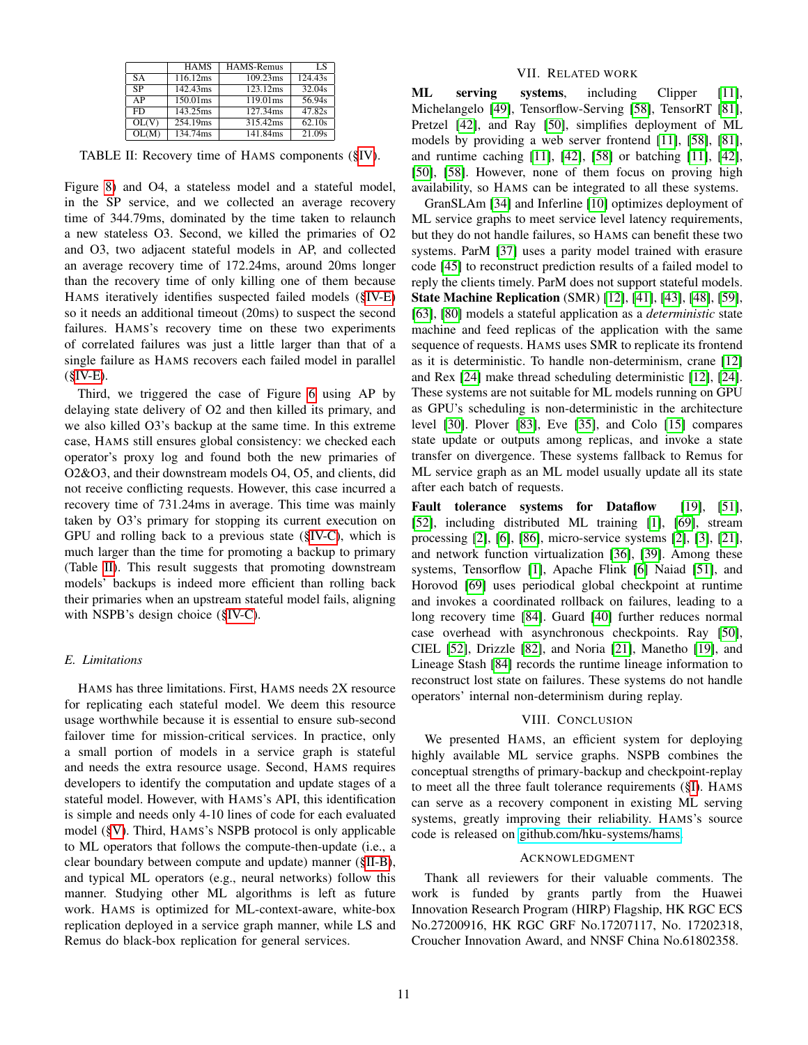| | HAMS | HAMS-Remus | LS |
|---|---|---|---|
| SA | 116.12ms | 109.23ms | 124.43s |
| SP | 142.43ms | 123.12ms | 32.04s |
| AP | 150.01ms | 119.01ms | 56.94s |
| FD | 143.25ms | 127.34ms | 47.82s |
| OL(V) | 254.19ms | 315.42ms | 62.10s |
| OL(M) | 134.74ms | 141.84ms | 21.09s |

TABLE II: Recovery time of HAMS components (§IV).

Figure 8) and O4, a stateless model and a stateful model, in the SP service, and we collected an average recovery time of 344.79ms, dominated by the time taken to relaunch a new stateless O3. Second, we killed the primaries of O2 and O3, two adjacent stateful models in AP, and collected an average recovery time of 172.24ms, around 20ms longer than the recovery time of only killing one of them because HAMS iteratively identifies suspected failed models (§IV-E) so it needs an additional timeout (20ms) to suspect the second failures. HAMS's recovery time on these two experiments of correlated failures was just a little larger than that of a single failure as HAMS recovers each failed model in parallel (§IV-E).

Third, we triggered the case of Figure 6 using AP by delaying state delivery of O2 and then killed its primary, and we also killed O3's backup at the same time. In this extreme case, HAMS still ensures global consistency: we checked each operator's proxy log and found both the new primaries of O2&O3, and their downstream models O4, O5, and clients, did not receive conflicting requests. However, this case incurred a recovery time of 731.24ms in average. This time was mainly taken by O3's primary for stopping its current execution on GPU and rolling back to a previous state (§IV-C), which is much larger than the time for promoting a backup to primary (Table II). This result suggests that promoting downstream models' backups is indeed more efficient than rolling back their primaries when an upstream stateful model fails, aligning with NSPB's design choice (§IV-C).

### E. Limitations

HAMS has three limitations. First, HAMS needs 2X resource for replicating each stateful model. We deem this resource usage worthwhile because it is essential to ensure sub-second failover time for mission-critical services. In practice, only a small portion of models in a service graph is stateful and needs the extra resource usage. Second, HAMS requires developers to identify the computation and update stages of a stateful model. However, with HAMS's API, this identification is simple and needs only 4-10 lines of code for each evaluated model (§V). Third, HAMS's NSPB protocol is only applicable to ML operators that follows the compute-then-update (i.e., a clear boundary between compute and update) manner (§II-B), and typical ML operators (e.g., neural networks) follow this manner. Studying other ML algorithms is left as future work. HAMS is optimized for ML-context-aware, white-box replication deployed in a service graph manner, while LS and Remus do black-box replication for general services.

## VII. Related work

**ML serving systems**, including Clipper [11], Michelangelo [49], Tensorflow-Serving [58], TensorRT [81], Pretzel [42], and Ray [50], simplifies deployment of ML models by providing a web server frontend [11], [58], [81], and runtime caching [11], [42], [58] or batching [11], [42], [50], [58]. However, none of them focus on proving high availability, so HAMS can be integrated to all these systems.

GranSLAm [34] and Inferline [10] optimizes deployment of ML service graphs to meet service level latency requirements, but they do not handle failures, so HAMS can benefit these two systems. ParM [37] uses a parity model trained with erasure code [45] to reconstruct prediction results of a failed model to reply the clients timely. ParM does not support stateful models. **State Machine Replication** (SMR) [12], [41], [43], [48], [59], [63], [80] models a stateful application as a *deterministic* state machine and feed replicas of the application with the same sequence of requests. HAMS uses SMR to replicate its frontend as it is deterministic. To handle non-determinism, crane [12] and Rex [24] make thread scheduling deterministic [12], [24]. These systems are not suitable for ML models running on GPU as GPU's scheduling is non-deterministic in the architecture level [30]. Plover [83], Eve [35], and Colo [15] compares state update or outputs among replicas, and invoke a state transfer on divergence. These systems fallback to Remus for ML service graph as an ML model usually update all its state after each batch of requests.

**Fault tolerance systems for Dataflow** [19], [51], [52], including distributed ML training [1], [69], stream processing [2], [6], [86], micro-service systems [2], [3], [21], and network function virtualization [36], [39]. Among these systems, Tensorflow [1], Apache Flink [6] Naiad [51], and Horovod [69] uses periodical global checkpoint at runtime and invokes a coordinated rollback on failures, leading to a long recovery time [84]. Guard [40] further reduces normal case overhead with asynchronous checkpoints. Ray [50], CIEL [52], Drizzle [82], and Noria [21], Manetho [19], and Lineage Stash [84] records the runtime lineage information to reconstruct lost state on failures. These systems do not handle operators' internal non-determinism during replay.

## VIII. Conclusion

We presented HAMS, an efficient system for deploying highly available ML service graphs. NSPB combines the conceptual strengths of primary-backup and checkpoint-replay to meet all the three fault tolerance requirements (§I). HAMS can serve as a recovery component in existing ML serving systems, greatly improving their reliability. HAMS's source code is released on github.com/hku-systems/hams.

## Acknowledgment

Thank all reviewers for their valuable comments. The work is funded by grants partly from the Huawei Innovation Research Program (HIRP) Flagship, HK RGC ECS No.27200916, HK RGC GRF No.17207117, No. 17202318, Croucher Innovation Award, and NNSF China No.61802358.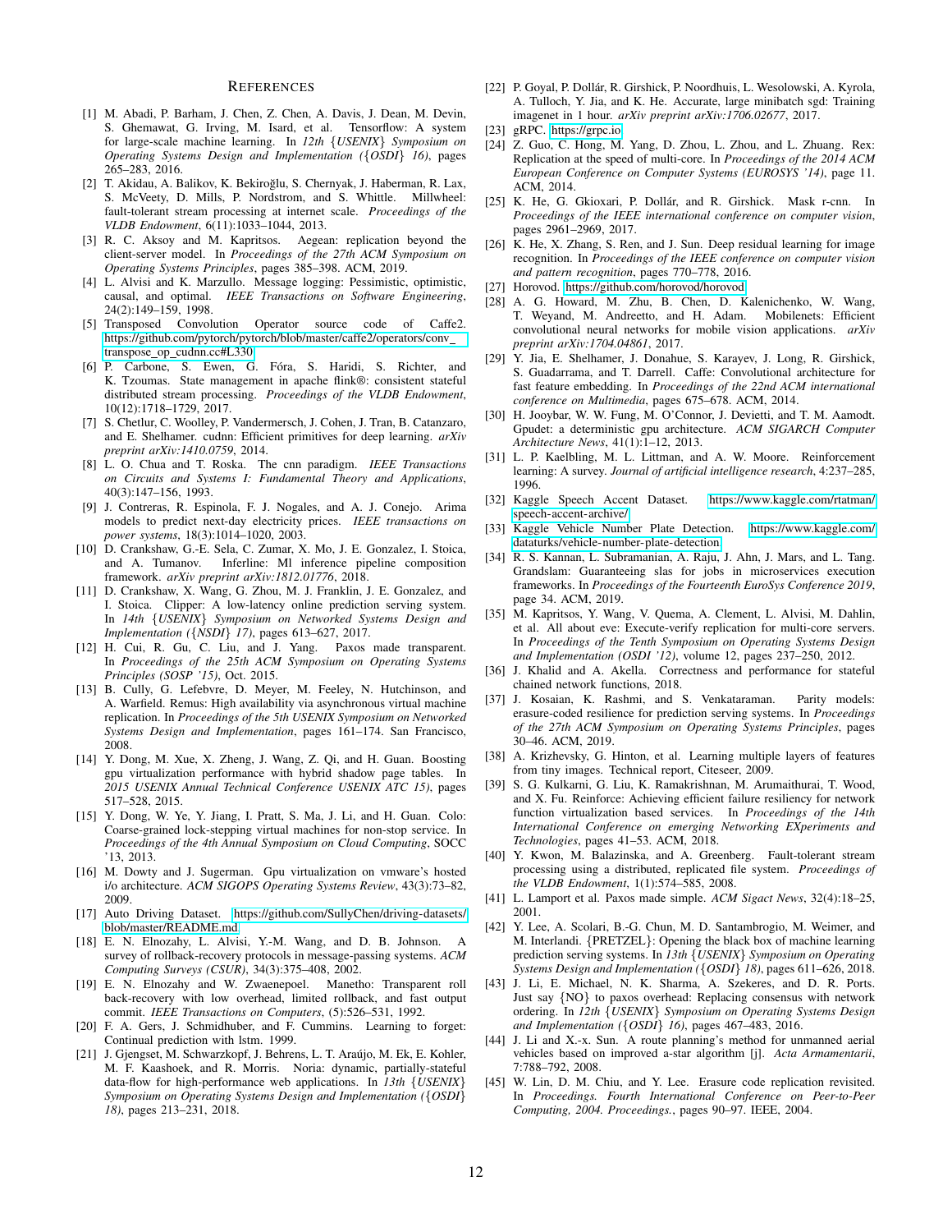## References

[1] M. Abadi, P. Barham, J. Chen, Z. Chen, A. Davis, J. Dean, M. Devin, S. Ghemawat, G. Irving, M. Isard, et al. Tensorflow: A system for large-scale machine learning. In *12th {USENIX} Symposium on Operating Systems Design and Implementation ({OSDI} 16)*, pages 265–283, 2016.

[2] T. Akidau, A. Balikov, K. Bekiroğlu, S. Chernyak, J. Haberman, R. Lax, S. McVeety, D. Mills, P. Nordstrom, and S. Whittle. Millwheel: fault-tolerant stream processing at internet scale. *Proceedings of the VLDB Endowment*, 6(11):1033–1044, 2013.

[3] R. C. Aksoy and M. Kapritsos. Aegean: replication beyond the client-server model. In *Proceedings of the 27th ACM Symposium on Operating Systems Principles*, pages 385–398. ACM, 2019.

[4] L. Alvisi and K. Marzullo. Message logging: Pessimistic, optimistic, causal, and optimal. *IEEE Transactions on Software Engineering*, 24(2):149–159, 1998.

[5] Transposed Convolution Operator source code of Caffe2. https://github.com/pytorch/pytorch/blob/master/caffe2/operators/conv_transpose_op_cudnn.cc#L330.

[6] P. Carbone, S. Ewen, G. Fóra, S. Haridi, S. Richter, and K. Tzoumas. State management in apache flink®: consistent stateful distributed stream processing. *Proceedings of the VLDB Endowment*, 10(12):1718–1729, 2017.

[7] S. Chetlur, C. Woolley, P. Vandermersch, J. Cohen, J. Tran, B. Catanzaro, and E. Shelhamer. cudnn: Efficient primitives for deep learning. *arXiv preprint arXiv:1410.0759*, 2014.

[8] L. O. Chua and T. Roska. The cnn paradigm. *IEEE Transactions on Circuits and Systems I: Fundamental Theory and Applications*, 40(3):147–156, 1993.

[9] J. Contreras, R. Espinola, F. J. Nogales, and A. J. Conejo. Arima models to predict next-day electricity prices. *IEEE transactions on power systems*, 18(3):1014–1020, 2003.

[10] D. Crankshaw, G.-E. Sela, C. Zumar, X. Mo, J. E. Gonzalez, I. Stoica, and A. Tumanov. Inferline: Ml inference pipeline composition framework. *arXiv preprint arXiv:1812.01776*, 2018.

[11] D. Crankshaw, X. Wang, G. Zhou, M. J. Franklin, J. E. Gonzalez, and I. Stoica. Clipper: A low-latency online prediction serving system. In *14th {USENIX} Symposium on Networked Systems Design and Implementation ({NSDI} 17)*, pages 613–627, 2017.

[12] H. Cui, R. Gu, C. Liu, and J. Yang. Paxos made transparent. In *Proceedings of the 25th ACM Symposium on Operating Systems Principles (SOSP '15)*, Oct. 2015.

[13] B. Cully, G. Lefebvre, D. Meyer, M. Feeley, N. Hutchinson, and A. Warfield. Remus: High availability via asynchronous virtual machine replication. In *Proceedings of the 5th USENIX Symposium on Networked Systems Design and Implementation*, pages 161–174. San Francisco, 2008.

[14] Y. Dong, M. Xue, X. Zheng, J. Wang, Z. Qi, and H. Guan. Boosting gpu virtualization performance with hybrid shadow page tables. In *2015 USENIX Annual Technical Conference USENIX ATC 15)*, pages 517–528, 2015.

[15] Y. Dong, W. Ye, Y. Jiang, I. Pratt, S. Ma, J. Li, and H. Guan. Colo: Coarse-grained lock-stepping virtual machines for non-stop service. In *Proceedings of the 4th Annual Symposium on Cloud Computing*, SOCC '13, 2013.

[16] M. Dowty and J. Sugerman. Gpu virtualization on vmware's hosted i/o architecture. *ACM SIGOPS Operating Systems Review*, 43(3):73–82, 2009.

[17] Auto Driving Dataset. https://github.com/SullyChen/driving-datasets/blob/master/README.md.

[18] E. N. Elnozahy, L. Alvisi, Y.-M. Wang, and D. B. Johnson. A survey of rollback-recovery protocols in message-passing systems. *ACM Computing Surveys (CSUR)*, 34(3):375–408, 2002.

[19] E. N. Elnozahy and W. Zwaenepoel. Manetho: Transparent roll back-recovery with low overhead, limited rollback, and fast output commit. *IEEE Transactions on Computers*, (5):526–531, 1992.

[20] F. A. Gers, J. Schmidhuber, and F. Cummins. Learning to forget: Continual prediction with lstm. 1999.

[21] J. Gjengset, M. Schwarzkopf, J. Behrens, L. T. Araújo, M. Ek, E. Kohler, M. F. Kaashoek, and R. Morris. Noria: dynamic, partially-stateful data-flow for high-performance web applications. In *13th {USENIX} Symposium on Operating Systems Design and Implementation ({OSDI} 18)*, pages 213–231, 2018.

[22] P. Goyal, P. Dollár, R. Girshick, P. Noordhuis, L. Wesolowski, A. Kyrola, A. Tulloch, Y. Jia, and K. He. Accurate, large minibatch sgd: Training imagenet in 1 hour. *arXiv preprint arXiv:1706.02677*, 2017.

[23] gRPC. https://grpc.io.

[24] Z. Guo, C. Hong, M. Yang, D. Zhou, L. Zhou, and L. Zhuang. Rex: Replication at the speed of multi-core. In *Proceedings of the 2014 ACM European Conference on Computer Systems (EUROSYS '14)*, page 11. ACM, 2014.

[25] K. He, G. Gkioxari, P. Dollár, and R. Girshick. Mask r-cnn. In *Proceedings of the IEEE international conference on computer vision*, pages 2961–2969, 2017.

[26] K. He, X. Zhang, S. Ren, and J. Sun. Deep residual learning for image recognition. In *Proceedings of the IEEE conference on computer vision and pattern recognition*, pages 770–778, 2016.

[27] Horovod. https://github.com/horovod/horovod.

[28] A. G. Howard, M. Zhu, B. Chen, D. Kalenichenko, W. Wang, T. Weyand, M. Andreetto, and H. Adam. Mobilenets: Efficient convolutional neural networks for mobile vision applications. *arXiv preprint arXiv:1704.04861*, 2017.

[29] Y. Jia, E. Shelhamer, J. Donahue, S. Karayev, J. Long, R. Girshick, S. Guadarrama, and T. Darrell. Caffe: Convolutional architecture for fast feature embedding. In *Proceedings of the 22nd ACM international conference on Multimedia*, pages 675–678. ACM, 2014.

[30] H. Jooybar, W. W. Fung, M. O'Connor, J. Devietti, and T. M. Aamodt. Gpudet: a deterministic gpu architecture. *ACM SIGARCH Computer Architecture News*, 41(1):1–12, 2013.

[31] L. P. Kaelbling, M. L. Littman, and A. W. Moore. Reinforcement learning: A survey. *Journal of artificial intelligence research*, 4:237–285, 1996.

[32] Kaggle Speech Accent Dataset. https://www.kaggle.com/rtatman/speech-accent-archive/.

[33] Kaggle Vehicle Number Plate Detection. https://www.kaggle.com/dataturks/vehicle-number-plate-detection.

[34] R. S. Kannan, L. Subramanian, A. Raju, J. Ahn, J. Mars, and L. Tang. Grandslam: Guaranteeing slas for jobs in microservices execution frameworks. In *Proceedings of the Fourteenth EuroSys Conference 2019*, page 34. ACM, 2019.

[35] M. Kapritsos, Y. Wang, V. Quema, A. Clement, L. Alvisi, M. Dahlin, et al. All about eve: Execute-verify replication for multi-core servers. In *Proceedings of the Tenth Symposium on Operating Systems Design and Implementation (OSDI '12)*, volume 12, pages 237–250, 2012.

[36] J. Khalid and A. Akella. Correctness and performance for stateful chained network functions, 2018.

[37] J. Kosaian, K. Rashmi, and S. Venkataraman. Parity models: erasure-coded resilience for prediction serving systems. In *Proceedings of the 27th ACM Symposium on Operating Systems Principles*, pages 30–46. ACM, 2019.

[38] A. Krizhevsky, G. Hinton, et al. Learning multiple layers of features from tiny images. Technical report, Citeseer, 2009.

[39] S. G. Kulkarni, G. Liu, K. Ramakrishnan, M. Arumaithurai, T. Wood, and X. Fu. Reinforce: Achieving efficient failure resiliency for network function virtualization based services. In *Proceedings of the 14th International Conference on emerging Networking EXperiments and Technologies*, pages 41–53. ACM, 2018.

[40] Y. Kwon, M. Balazinska, and A. Greenberg. Fault-tolerant stream processing using a distributed, replicated file system. *Proceedings of the VLDB Endowment*, 1(1):574–585, 2008.

[41] L. Lamport et al. Paxos made simple. *ACM Sigact News*, 32(4):18–25, 2001.

[42] Y. Lee, A. Scolari, B.-G. Chun, M. D. Santambrogio, M. Weimer, and M. Interlandi. {PRETZEL}: Opening the black box of machine learning prediction serving systems. In *13th {USENIX} Symposium on Operating Systems Design and Implementation ({OSDI} 18)*, pages 611–626, 2018.

[43] J. Li, E. Michael, N. K. Sharma, A. Szekeres, and D. R. Ports. Just say {NO} to paxos overhead: Replacing consensus with network ordering. In *12th {USENIX} Symposium on Operating Systems Design and Implementation ({OSDI} 16)*, pages 467–483, 2016.

[44] J. Li and X.-x. Sun. A route planning's method for unmanned aerial vehicles based on improved a-star algorithm [j]. *Acta Armamentarii*, 7:788–792, 2008.

[45] W. Lin, D. M. Chiu, and Y. Lee. Erasure code replication revisited. In *Proceedings. Fourth International Conference on Peer-to-Peer Computing, 2004. Proceedings.*, pages 90–97. IEEE, 2004.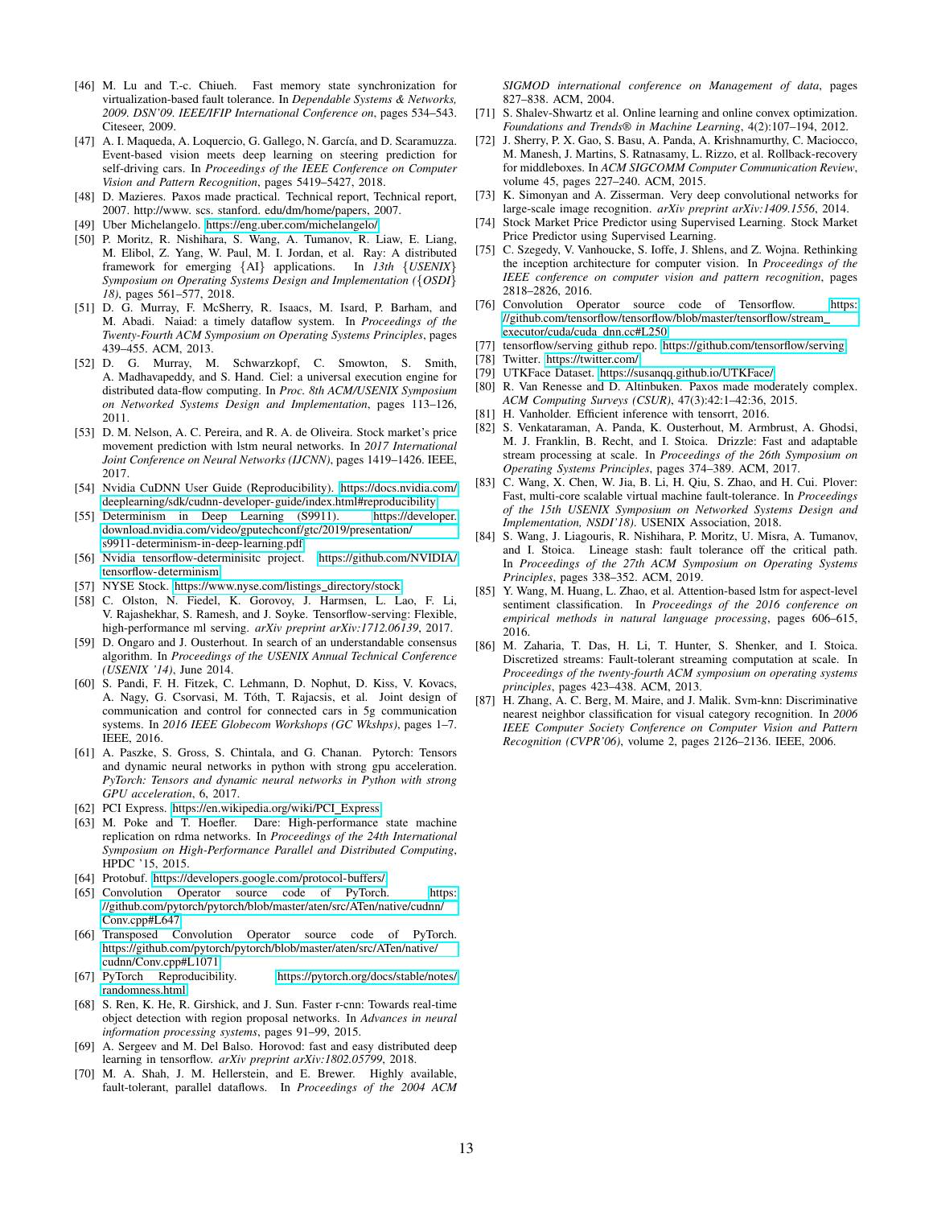[46] M. Lu and T.-c. Chiueh. Fast memory state synchronization for virtualization-based fault tolerance. In *Dependable Systems & Networks, 2009. DSN'09. IEEE/IFIP International Conference on*, pages 534–543. Citeseer, 2009.

[47] A. I. Maqueda, A. Loquercio, G. Gallego, N. García, and D. Scaramuzza. Event-based vision meets deep learning on steering prediction for self-driving cars. In *Proceedings of the IEEE Conference on Computer Vision and Pattern Recognition*, pages 5419–5427, 2018.

[48] D. Mazieres. Paxos made practical. Technical report, Technical report, 2007. http://www. scs. stanford. edu/dm/home/papers, 2007.

[49] Uber Michelangelo. https://eng.uber.com/michelangelo/.

[50] P. Moritz, R. Nishihara, S. Wang, A. Tumanov, R. Liaw, E. Liang, M. Elibol, Z. Yang, W. Paul, M. I. Jordan, et al. Ray: A distributed framework for emerging {AI} applications. In *13th {USENIX} Symposium on Operating Systems Design and Implementation ({OSDI} 18)*, pages 561–577, 2018.

[51] D. G. Murray, F. McSherry, R. Isaacs, M. Isard, P. Barham, and M. Abadi. Naiad: a timely dataflow system. In *Proceedings of the Twenty-Fourth ACM Symposium on Operating Systems Principles*, pages 439–455. ACM, 2013.

[52] D. G. Murray, M. Schwarzkopf, C. Smowton, S. Smith, A. Madhavapeddy, and S. Hand. Ciel: a universal execution engine for distributed data-flow computing. In *Proc. 8th ACM/USENIX Symposium on Networked Systems Design and Implementation*, pages 113–126, 2011.

[53] D. M. Nelson, A. C. Pereira, and R. A. de Oliveira. Stock market's price movement prediction with lstm neural networks. In *2017 International Joint Conference on Neural Networks (IJCNN)*, pages 1419–1426. IEEE, 2017.

[54] Nvidia CuDNN User Guide (Reproducibility). https://docs.nvidia.com/deeplearning/sdk/cudnn-developer-guide/index.html#reproducibility.

[55] Determinism in Deep Learning (S9911). https://developer.download.nvidia.com/video/gputechconf/gtc/2019/presentation/s9911-determinism-in-deep-learning.pdf.

[56] Nvidia tensorflow-determinisitc project. https://github.com/NVIDIA/tensorflow-determinism.

[57] NYSE Stock. https://www.nyse.com/listings_directory/stock.

[58] C. Olston, N. Fiedel, K. Gorovoy, J. Harmsen, L. Lao, F. Li, V. Rajashekhar, S. Ramesh, and J. Soyke. Tensorflow-serving: Flexible, high-performance ml serving. *arXiv preprint arXiv:1712.06139*, 2017.

[59] D. Ongaro and J. Ousterhout. In search of an understandable consensus algorithm. In *Proceedings of the USENIX Annual Technical Conference (USENIX '14)*, June 2014.

[60] S. Pandi, F. H. Fitzek, C. Lehmann, D. Nophut, D. Kiss, V. Kovacs, A. Nagy, G. Csorvasi, M. Tóth, T. Rajacsis, et al. Joint design of communication and control for connected cars in 5g communication systems. In *2016 IEEE Globecom Workshops (GC Wkshps)*, pages 1–7. IEEE, 2016.

[61] A. Paszke, S. Gross, S. Chintala, and G. Chanan. Pytorch: Tensors and dynamic neural networks in python with strong gpu acceleration. *PyTorch: Tensors and dynamic neural networks in Python with strong GPU acceleration*, 6, 2017.

[62] PCI Express. https://en.wikipedia.org/wiki/PCI_Express.

[63] M. Poke and T. Hoefler. Dare: High-performance state machine replication on rdma networks. In *Proceedings of the 24th International Symposium on High-Performance Parallel and Distributed Computing*, HPDC '15, 2015.

[64] Protobuf. https://developers.google.com/protocol-buffers/.

[65] Convolution Operator source code of PyTorch. https://github.com/pytorch/pytorch/blob/master/aten/src/ATen/native/cudnn/Conv.cpp#L647.

[66] Transposed Convolution Operator source code of PyTorch. https://github.com/pytorch/pytorch/blob/master/aten/src/ATen/native/cudnn/Conv.cpp#L1071.

[67] PyTorch Reproducibility. https://pytorch.org/docs/stable/notes/randomness.html.

[68] S. Ren, K. He, R. Girshick, and J. Sun. Faster r-cnn: Towards real-time object detection with region proposal networks. In *Advances in neural information processing systems*, pages 91–99, 2015.

[69] A. Sergeev and M. Del Balso. Horovod: fast and easy distributed deep learning in tensorflow. *arXiv preprint arXiv:1802.05799*, 2018.

[70] M. A. Shah, J. M. Hellerstein, and E. Brewer. Highly available, fault-tolerant, parallel dataflows. In *Proceedings of the 2004 ACM SIGMOD international conference on Management of data*, pages 827–838. ACM, 2004.

[71] S. Shalev-Shwartz et al. Online learning and online convex optimization. *Foundations and Trends® in Machine Learning*, 4(2):107–194, 2012.

[72] J. Sherry, P. X. Gao, S. Basu, A. Panda, A. Krishnamurthy, C. Maciocco, M. Manesh, J. Martins, S. Ratnasamy, L. Rizzo, et al. Rollback-recovery for middleboxes. In *ACM SIGCOMM Computer Communication Review*, volume 45, pages 227–240. ACM, 2015.

[73] K. Simonyan and A. Zisserman. Very deep convolutional networks for large-scale image recognition. *arXiv preprint arXiv:1409.1556*, 2014.

[74] Stock Market Price Predictor using Supervised Learning. Stock Market Price Predictor using Supervised Learning.

[75] C. Szegedy, V. Vanhoucke, S. Ioffe, J. Shlens, and Z. Wojna. Rethinking the inception architecture for computer vision. In *Proceedings of the IEEE conference on computer vision and pattern recognition*, pages 2818–2826, 2016.

[76] Convolution Operator source code of Tensorflow. https://github.com/tensorflow/tensorflow/blob/master/tensorflow/stream_executor/cuda/cuda_dnn.cc#L250.

[77] tensorflow/serving github repo. https://github.com/tensorflow/serving.

[78] Twitter. https://twitter.com/.

[79] UTKFace Dataset. https://susanqq.github.io/UTKFace/.

[80] R. Van Renesse and D. Altinbuken. Paxos made moderately complex. *ACM Computing Surveys (CSUR)*, 47(3):42:1–42:36, 2015.

[81] H. Vanholder. Efficient inference with tensorrt, 2016.

[82] S. Venkataraman, A. Panda, K. Ousterhout, M. Armbrust, A. Ghodsi, M. J. Franklin, B. Recht, and I. Stoica. Drizzle: Fast and adaptable stream processing at scale. In *Proceedings of the 26th Symposium on Operating Systems Principles*, pages 374–389. ACM, 2017.

[83] C. Wang, X. Chen, W. Jia, B. Li, H. Qiu, S. Zhao, and H. Cui. Plover: Fast, multi-core scalable virtual machine fault-tolerance. In *Proceedings of the 15th USENIX Symposium on Networked Systems Design and Implementation, NSDI'18)*. USENIX Association, 2018.

[84] S. Wang, J. Liagouris, R. Nishihara, P. Moritz, U. Misra, A. Tumanov, and I. Stoica. Lineage stash: fault tolerance off the critical path. In *Proceedings of the 27th ACM Symposium on Operating Systems Principles*, pages 338–352. ACM, 2019.

[85] Y. Wang, M. Huang, L. Zhao, et al. Attention-based lstm for aspect-level sentiment classification. In *Proceedings of the 2016 conference on empirical methods in natural language processing*, pages 606–615, 2016.

[86] M. Zaharia, T. Das, H. Li, T. Hunter, S. Shenker, and I. Stoica. Discretized streams: Fault-tolerant streaming computation at scale. In *Proceedings of the twenty-fourth ACM symposium on operating systems principles*, pages 423–438. ACM, 2013.

[87] H. Zhang, A. C. Berg, M. Maire, and J. Malik. Svm-knn: Discriminative nearest neighbor classification for visual category recognition. In *2006 IEEE Computer Society Conference on Computer Vision and Pattern Recognition (CVPR'06)*, volume 2, pages 2126–2136. IEEE, 2006.